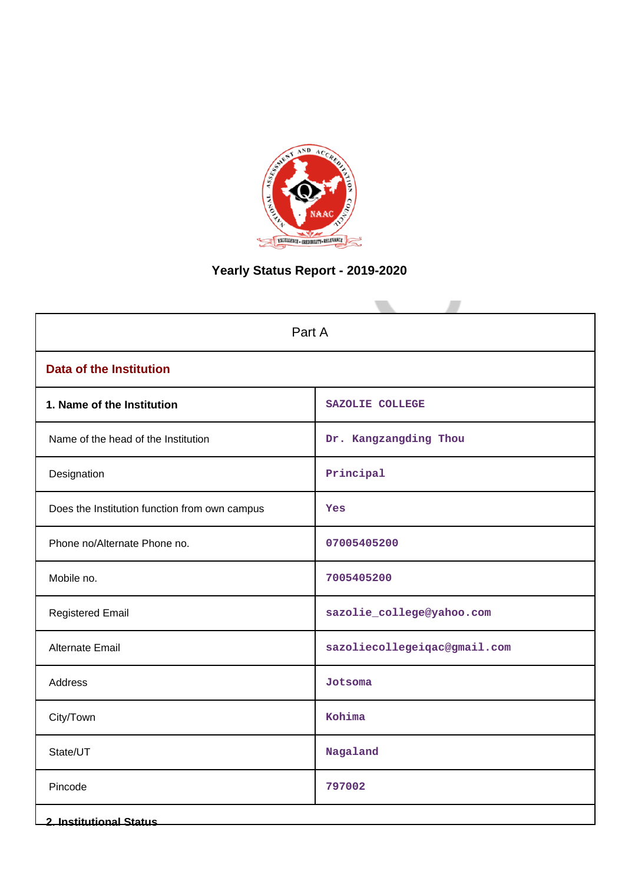# Yearly Status Report - 2019-2020

| Part A | |
|---|---|
| **Data of the Institution** | |
| **1. Name of the Institution** | SAZOLIE COLLEGE |
| Name of the head of the Institution | Dr. Kangzangding Thou |
| Designation | Principal |
| Does the Institution function from own campus | Yes |
| Phone no/Alternate Phone no. | 07005405200 |
| Mobile no. | 7005405200 |
| Registered Email | sazolie_college@yahoo.com |
| Alternate Email | sazoliecollegeiqac@gmail.com |
| Address | Jotsoma |
| City/Town | Kohima |
| State/UT | Nagaland |
| Pincode | 797002 |

**2. Institutional Status**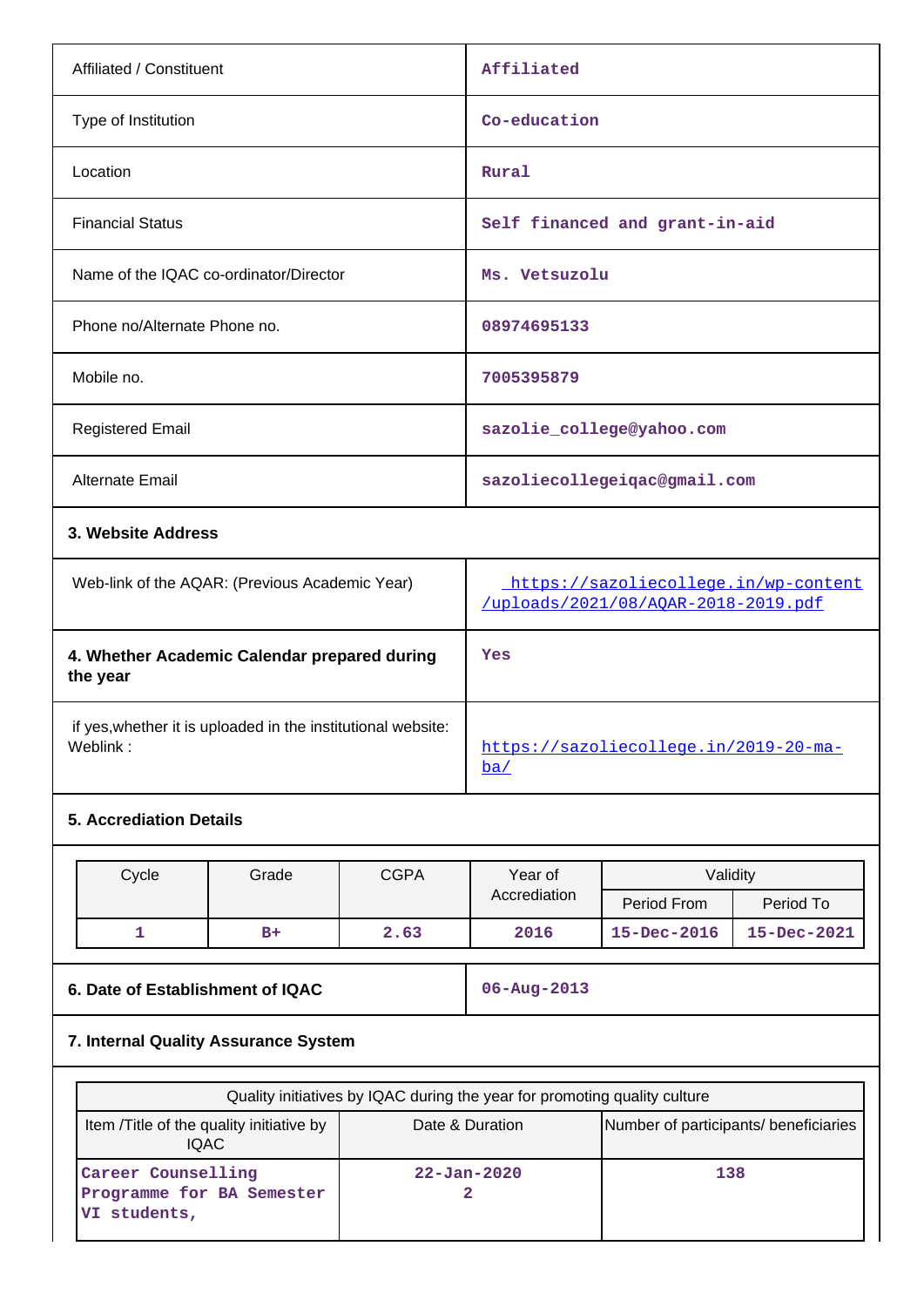| | |
|---|---|
| Affiliated / Constituent | Affiliated |
| Type of Institution | Co-education |
| Location | Rural |
| Financial Status | Self financed and grant-in-aid |
| Name of the IQAC co-ordinator/Director | Ms. Vetsuzolu |
| Phone no/Alternate Phone no. | 08974695133 |
| Mobile no. | 7005395879 |
| Registered Email | sazolie_college@yahoo.com |
| Alternate Email | sazoliecollegeiqac@gmail.com |

**3. Website Address**

| | |
|---|---|
| Web-link of the AQAR: (Previous Academic Year) | https://sazoliecollege.in/wp-content/uploads/2021/08/AQAR-2018-2019.pdf |
| **4. Whether Academic Calendar prepared during the year** | Yes |
| if yes,whether it is uploaded in the institutional website: Weblink : | https://sazoliecollege.in/2019-20-ma-ba/ |

**5. Accrediation Details**

| Cycle | Grade | CGPA | Year of Accrediation | Validity | |
|---|---|---|---|---|---|
| | | | | Period From | Period To |
| 1 | B+ | 2.63 | 2016 | 15-Dec-2016 | 15-Dec-2021 |

| | |
|---|---|
| **6. Date of Establishment of IQAC** | 06-Aug-2013 |

**7. Internal Quality Assurance System**

| Quality initiatives by IQAC during the year for promoting quality culture | | |
|---|---|---|
| Item /Title of the quality initiative by IQAC | Date & Duration | Number of participants/ beneficiaries |
| Career Counselling Programme for BA Semester VI students, | 22-Jan-2020<br>2 | 138 |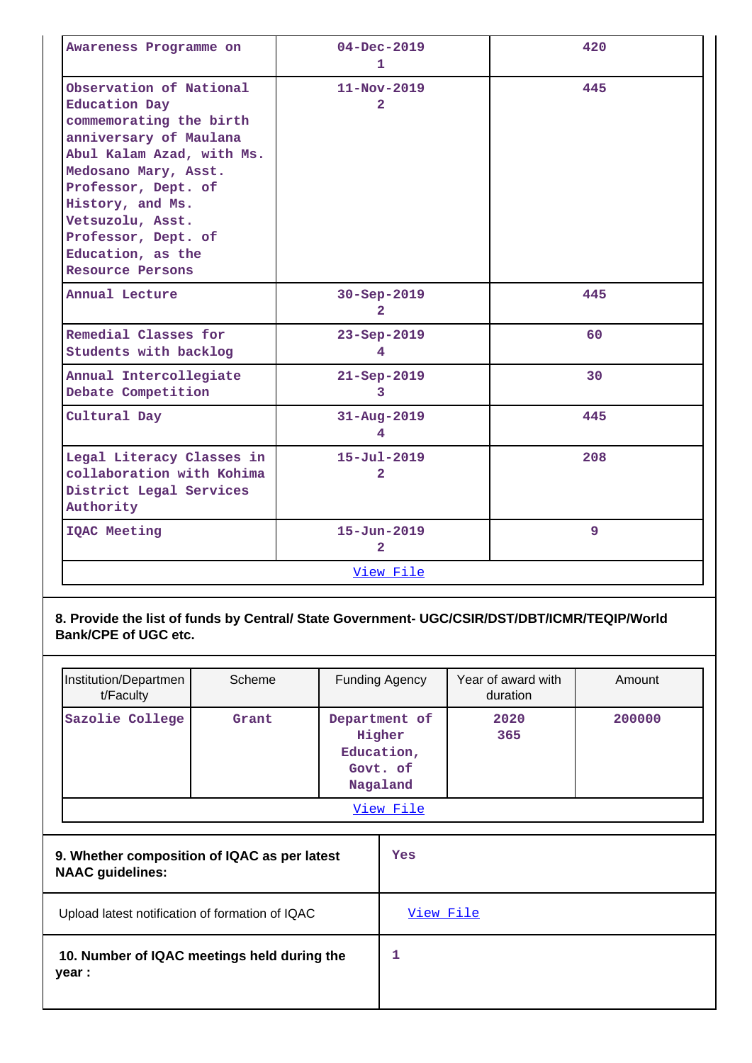| | | |
|---|---|---|
| Awareness Programme on | 04-Dec-2019<br>1 | 420 |
| Observation of National Education Day commemorating the birth anniversary of Maulana Abul Kalam Azad, with Ms. Medosano Mary, Asst. Professor, Dept. of History, and Ms. Vetsuzolu, Asst. Professor, Dept. of Education, as the Resource Persons | 11-Nov-2019<br>2 | 445 |
| Annual Lecture | 30-Sep-2019<br>2 | 445 |
| Remedial Classes for Students with backlog | 23-Sep-2019<br>4 | 60 |
| Annual Intercollegiate Debate Competition | 21-Sep-2019<br>3 | 30 |
| Cultural Day | 31-Aug-2019<br>4 | 445 |
| Legal Literacy Classes in collaboration with Kohima District Legal Services Authority | 15-Jul-2019<br>2 | 208 |
| IQAC Meeting | 15-Jun-2019<br>2 | 9 |
| View File | | |

**8. Provide the list of funds by Central/ State Government- UGC/CSIR/DST/DBT/ICMR/TEQIP/World Bank/CPE of UGC etc.**

| Institution/Department/Faculty | Scheme | Funding Agency | Year of award with duration | Amount |
|---|---|---|---|---|
| Sazolie College | Grant | Department of Higher Education, Govt. of Nagaland | 2020<br>365 | 200000 |
| View File | | | | |

| | |
|---|---|
| **9. Whether composition of IQAC as per latest NAAC guidelines:** | Yes |
| Upload latest notification of formation of IQAC | View File |
| **10. Number of IQAC meetings held during the year :** | 1 |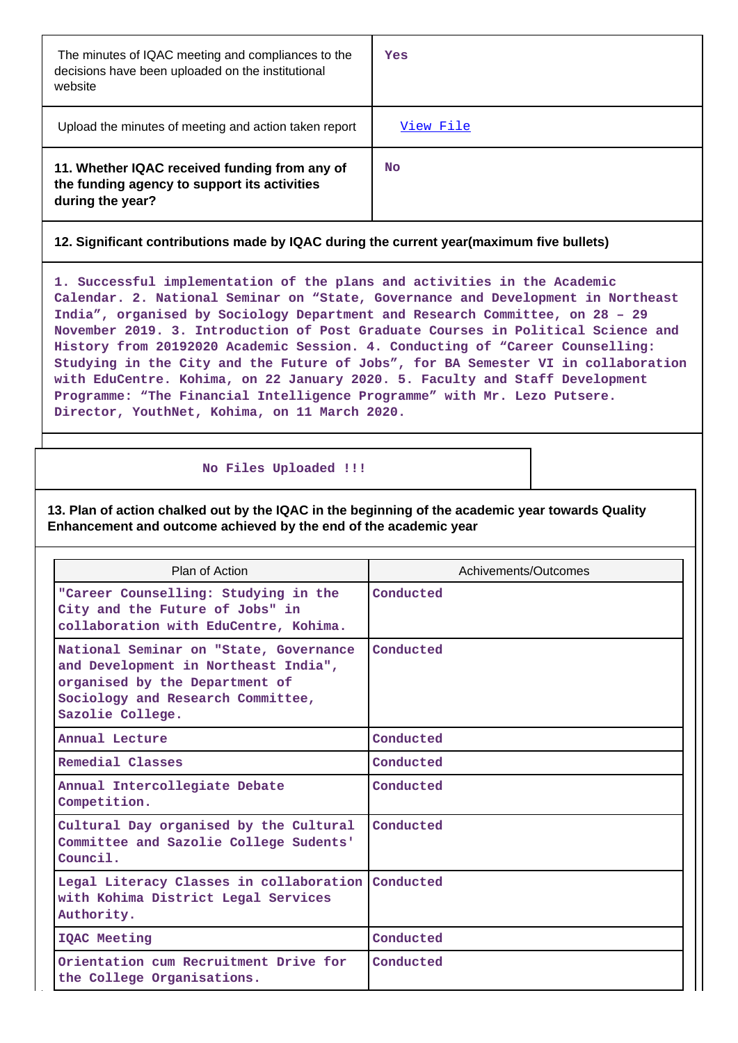| | |
|---|---|
| The minutes of IQAC meeting and compliances to the decisions have been uploaded on the institutional website | Yes |
| Upload the minutes of meeting and action taken report | View File |
| **11. Whether IQAC received funding from any of the funding agency to support its activities during the year?** | No |

**12. Significant contributions made by IQAC during the current year(maximum five bullets)**

1. Successful implementation of the plans and activities in the Academic Calendar. 2. National Seminar on “State, Governance and Development in Northeast India”, organised by Sociology Department and Research Committee, on 28 – 29 November 2019. 3. Introduction of Post Graduate Courses in Political Science and History from 20192020 Academic Session. 4. Conducting of “Career Counselling: Studying in the City and the Future of Jobs”, for BA Semester VI in collaboration with EduCentre. Kohima, on 22 January 2020. 5. Faculty and Staff Development Programme: “The Financial Intelligence Programme” with Mr. Lezo Putsere. Director, YouthNet, Kohima, on 11 March 2020.

No Files Uploaded !!!

**13. Plan of action chalked out by the IQAC in the beginning of the academic year towards Quality Enhancement and outcome achieved by the end of the academic year**

| Plan of Action | Achivements/Outcomes |
|---|---|
| "Career Counselling: Studying in the City and the Future of Jobs" in collaboration with EduCentre, Kohima. | Conducted |
| National Seminar on "State, Governance and Development in Northeast India", organised by the Department of Sociology and Research Committee, Sazolie College. | Conducted |
| Annual Lecture | Conducted |
| Remedial Classes | Conducted |
| Annual Intercollegiate Debate Competition. | Conducted |
| Cultural Day organised by the Cultural Committee and Sazolie College Sudents' Council. | Conducted |
| Legal Literacy Classes in collaboration with Kohima District Legal Services Authority. | Conducted |
| IQAC Meeting | Conducted |
| Orientation cum Recruitment Drive for the College Organisations. | Conducted |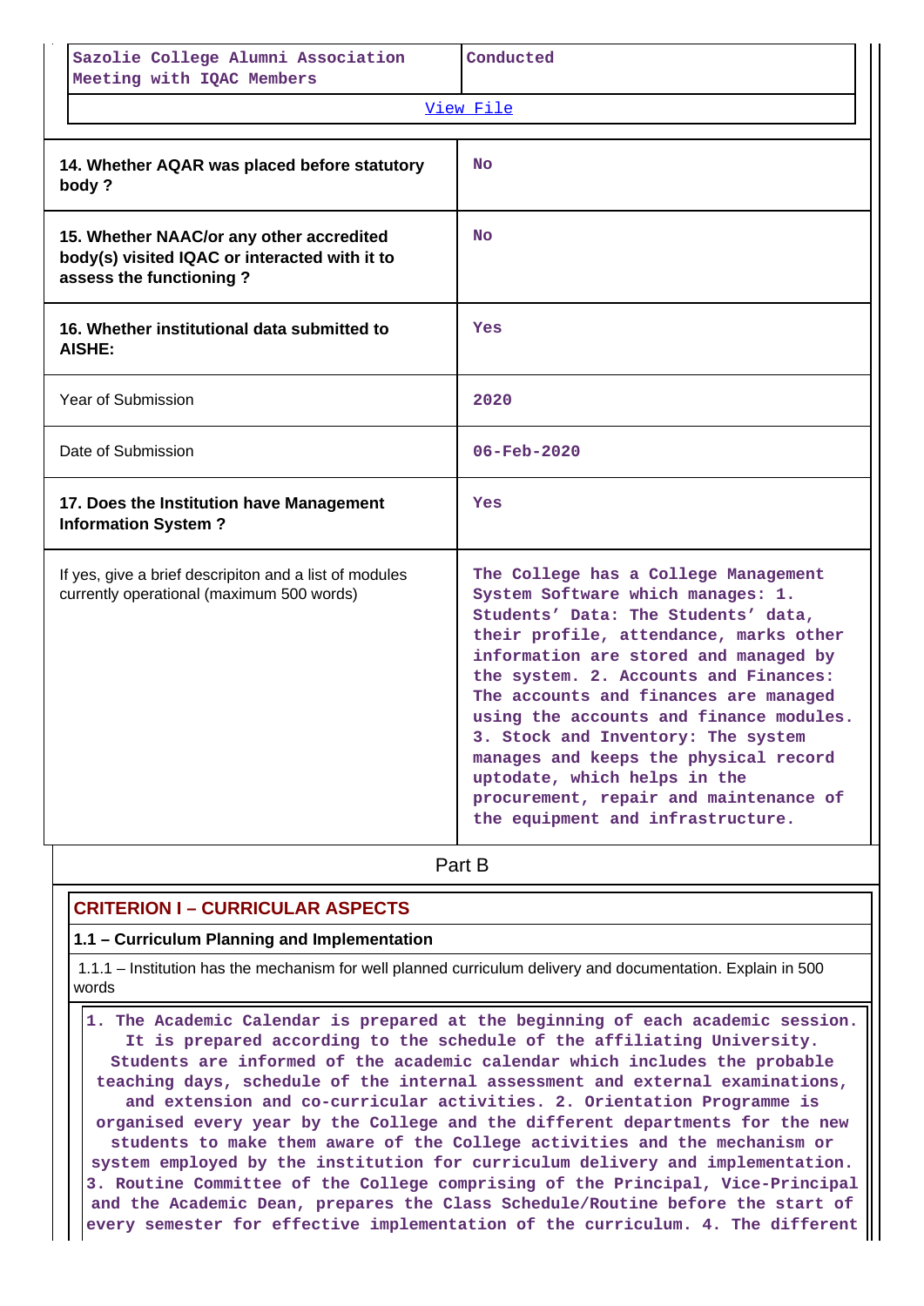| | |
|---|---|
| Sazolie College Alumni Association Meeting with IQAC Members | Conducted |
| View File | |

| | |
|---|---|
| 14. Whether AQAR was placed before statutory body ? | No |
| 15. Whether NAAC/or any other accredited body(s) visited IQAC or interacted with it to assess the functioning ? | No |
| 16. Whether institutional data submitted to AISHE: | Yes |
| Year of Submission | 2020 |
| Date of Submission | 06-Feb-2020 |
| 17. Does the Institution have Management Information System ? | Yes |
| If yes, give a brief descripiton and a list of modules currently operational (maximum 500 words) | The College has a College Management System Software which manages: 1. Students' Data: The Students' data, their profile, attendance, marks other information are stored and managed by the system. 2. Accounts and Finances: The accounts and finances are managed using the accounts and finance modules. 3. Stock and Inventory: The system manages and keeps the physical record uptodate, which helps in the procurement, repair and maintenance of the equipment and infrastructure. |

Part B

## CRITERION I – CURRICULAR ASPECTS

### 1.1 – Curriculum Planning and Implementation

1.1.1 – Institution has the mechanism for well planned curriculum delivery and documentation. Explain in 500 words

1. The Academic Calendar is prepared at the beginning of each academic session. It is prepared according to the schedule of the affiliating University. Students are informed of the academic calendar which includes the probable teaching days, schedule of the internal assessment and external examinations, and extension and co-curricular activities. 2. Orientation Programme is organised every year by the College and the different departments for the new students to make them aware of the College activities and the mechanism or system employed by the institution for curriculum delivery and implementation. 3. Routine Committee of the College comprising of the Principal, Vice-Principal and the Academic Dean, prepares the Class Schedule/Routine before the start of every semester for effective implementation of the curriculum. 4. The different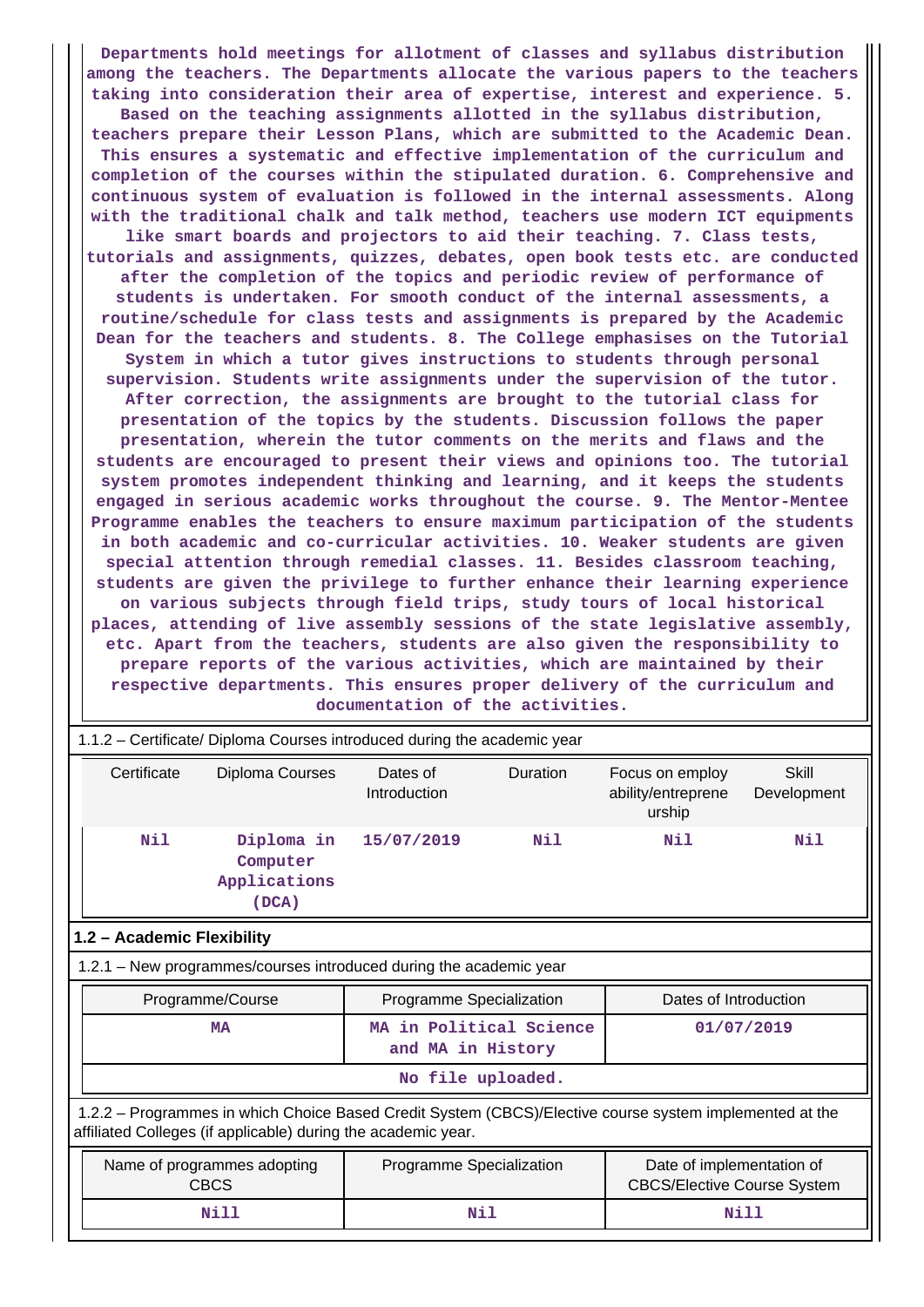Departments hold meetings for allotment of classes and syllabus distribution among the teachers. The Departments allocate the various papers to the teachers taking into consideration their area of expertise, interest and experience. 5. Based on the teaching assignments allotted in the syllabus distribution, teachers prepare their Lesson Plans, which are submitted to the Academic Dean. This ensures a systematic and effective implementation of the curriculum and completion of the courses within the stipulated duration. 6. Comprehensive and continuous system of evaluation is followed in the internal assessments. Along with the traditional chalk and talk method, teachers use modern ICT equipments like smart boards and projectors to aid their teaching. 7. Class tests, tutorials and assignments, quizzes, debates, open book tests etc. are conducted after the completion of the topics and periodic review of performance of students is undertaken. For smooth conduct of the internal assessments, a routine/schedule for class tests and assignments is prepared by the Academic Dean for the teachers and students. 8. The College emphasises on the Tutorial System in which a tutor gives instructions to students through personal supervision. Students write assignments under the supervision of the tutor. After correction, the assignments are brought to the tutorial class for presentation of the topics by the students. Discussion follows the paper presentation, wherein the tutor comments on the merits and flaws and the students are encouraged to present their views and opinions too. The tutorial system promotes independent thinking and learning, and it keeps the students engaged in serious academic works throughout the course. 9. The Mentor-Mentee Programme enables the teachers to ensure maximum participation of the students in both academic and co-curricular activities. 10. Weaker students are given special attention through remedial classes. 11. Besides classroom teaching, students are given the privilege to further enhance their learning experience on various subjects through field trips, study tours of local historical places, attending of live assembly sessions of the state legislative assembly, etc. Apart from the teachers, students are also given the responsibility to prepare reports of the various activities, which are maintained by their respective departments. This ensures proper delivery of the curriculum and documentation of the activities.

1.1.2 – Certificate/ Diploma Courses introduced during the academic year

| Certificate | Diploma Courses | Dates of Introduction | Duration | Focus on employ ability/entreprene urship | Skill Development |
|---|---|---|---|---|---|
| Nil | Diploma in Computer Applications (DCA) | 15/07/2019 | Nil | Nil | Nil |

**1.2 – Academic Flexibility**

1.2.1 – New programmes/courses introduced during the academic year

| Programme/Course | Programme Specialization | Dates of Introduction |
|---|---|---|
| MA | MA in Political Science and MA in History | 01/07/2019 |
| No file uploaded. | | |

1.2.2 – Programmes in which Choice Based Credit System (CBCS)/Elective course system implemented at the affiliated Colleges (if applicable) during the academic year.

| Name of programmes adopting CBCS | Programme Specialization | Date of implementation of CBCS/Elective Course System |
|---|---|---|
| Nill | Nil | Nill |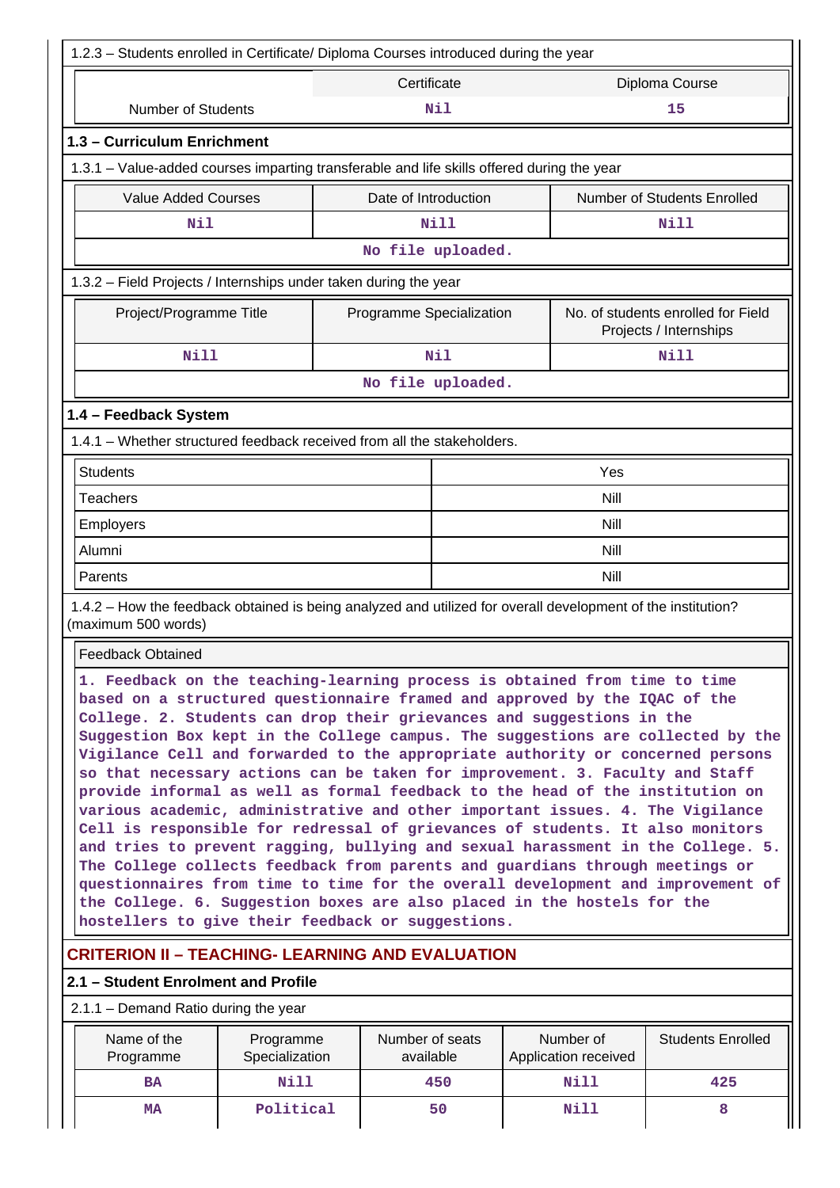1.2.3 – Students enrolled in Certificate/ Diploma Courses introduced during the year

| | Certificate | Diploma Course |
|---|---|---|
| Number of Students | Nil | 15 |

## 1.3 – Curriculum Enrichment

1.3.1 – Value-added courses imparting transferable and life skills offered during the year

| Value Added Courses | Date of Introduction | Number of Students Enrolled |
|---|---|---|
| Nil | Nill | Nill |
| No file uploaded. | | |

1.3.2 – Field Projects / Internships under taken during the year

| Project/Programme Title | Programme Specialization | No. of students enrolled for Field Projects / Internships |
|---|---|---|
| Nill | Nil | Nill |
| No file uploaded. | | |

## 1.4 – Feedback System

1.4.1 – Whether structured feedback received from all the stakeholders.

| | |
|---|---|
| Students | Yes |
| Teachers | Nill |
| Employers | Nill |
| Alumni | Nill |
| Parents | Nill |

1.4.2 – How the feedback obtained is being analyzed and utilized for overall development of the institution? (maximum 500 words)

Feedback Obtained

1. Feedback on the teaching-learning process is obtained from time to time based on a structured questionnaire framed and approved by the IQAC of the College. 2. Students can drop their grievances and suggestions in the Suggestion Box kept in the College campus. The suggestions are collected by the Vigilance Cell and forwarded to the appropriate authority or concerned persons so that necessary actions can be taken for improvement. 3. Faculty and Staff provide informal as well as formal feedback to the head of the institution on various academic, administrative and other important issues. 4. The Vigilance Cell is responsible for redressal of grievances of students. It also monitors and tries to prevent ragging, bullying and sexual harassment in the College. 5. The College collects feedback from parents and guardians through meetings or questionnaires from time to time for the overall development and improvement of the College. 6. Suggestion boxes are also placed in the hostels for the hostellers to give their feedback or suggestions.

# CRITERION II – TEACHING- LEARNING AND EVALUATION

## 2.1 – Student Enrolment and Profile

2.1.1 – Demand Ratio during the year

| Name of the Programme | Programme Specialization | Number of seats available | Number of Application received | Students Enrolled |
|---|---|---|---|---|
| BA | Nill | 450 | Nill | 425 |
| MA | Political | 50 | Nill | 8 |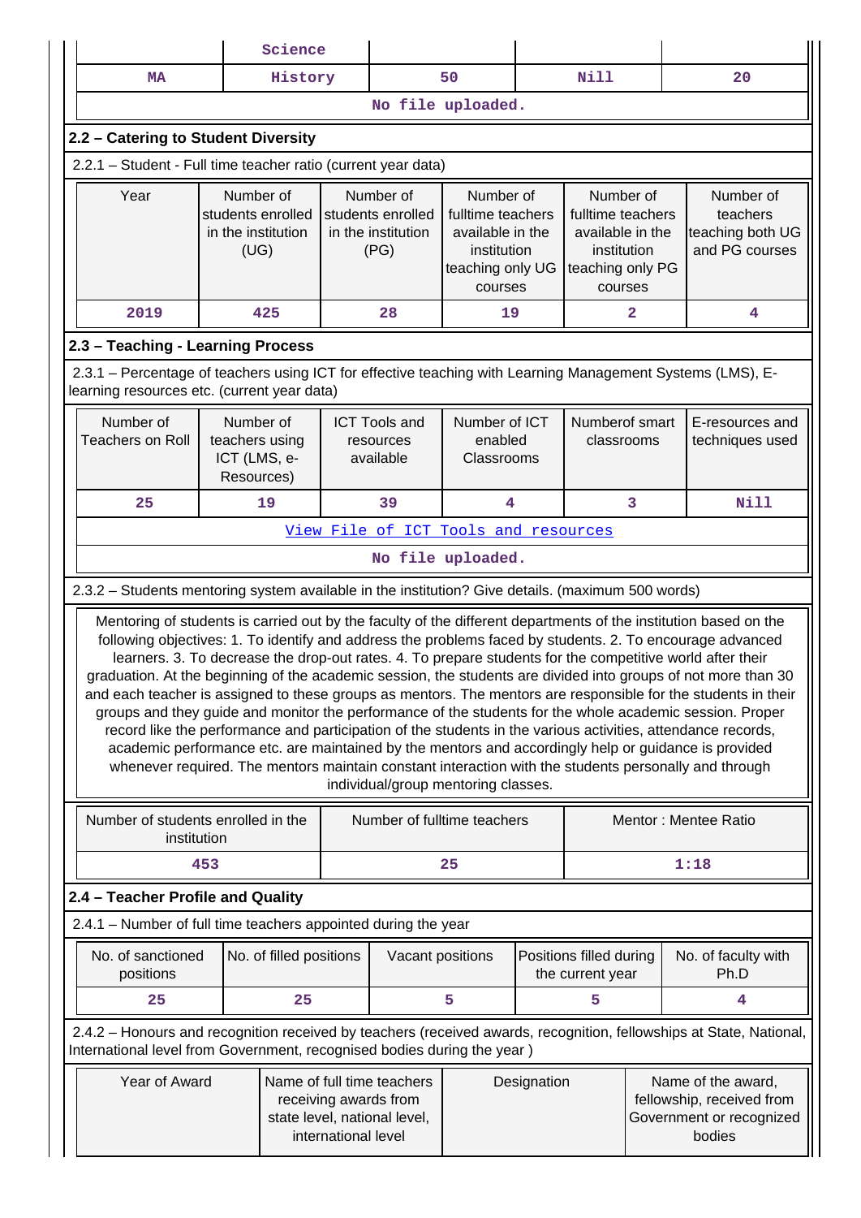| | | | | |
|---|---|---|---|---|
| | Science | | | |
| MA | History | 50 | Nill | 20 |
| No file uploaded. | | | | |

## 2.2 – Catering to Student Diversity

2.2.1 – Student - Full time teacher ratio (current year data)

| Year | Number of students enrolled in the institution (UG) | Number of students enrolled in the institution (PG) | Number of fulltime teachers available in the institution teaching only UG courses | Number of fulltime teachers available in the institution teaching only PG courses | Number of teachers teaching both UG and PG courses |
|---|---|---|---|---|---|
| 2019 | 425 | 28 | 19 | 2 | 4 |

## 2.3 – Teaching - Learning Process

2.3.1 – Percentage of teachers using ICT for effective teaching with Learning Management Systems (LMS), E-learning resources etc. (current year data)

| Number of Teachers on Roll | Number of teachers using ICT (LMS, e-Resources) | ICT Tools and resources available | Number of ICT enabled Classrooms | Numberof smart classrooms | E-resources and techniques used |
|---|---|---|---|---|---|
| 25 | 19 | 39 | 4 | 3 | Nill |
| View File of ICT Tools and resources | | | | | |
| No file uploaded. | | | | | |

2.3.2 – Students mentoring system available in the institution? Give details. (maximum 500 words)

Mentoring of students is carried out by the faculty of the different departments of the institution based on the following objectives: 1. To identify and address the problems faced by students. 2. To encourage advanced learners. 3. To decrease the drop-out rates. 4. To prepare students for the competitive world after their graduation. At the beginning of the academic session, the students are divided into groups of not more than 30 and each teacher is assigned to these groups as mentors. The mentors are responsible for the students in their groups and they guide and monitor the performance of the students for the whole academic session. Proper record like the performance and participation of the students in the various activities, attendance records, academic performance etc. are maintained by the mentors and accordingly help or guidance is provided whenever required. The mentors maintain constant interaction with the students personally and through individual/group mentoring classes.

| Number of students enrolled in the institution | Number of fulltime teachers | Mentor : Mentee Ratio |
|---|---|---|
| 453 | 25 | 1:18 |

## 2.4 – Teacher Profile and Quality

2.4.1 – Number of full time teachers appointed during the year

| No. of sanctioned positions | No. of filled positions | Vacant positions | Positions filled during the current year | No. of faculty with Ph.D |
|---|---|---|---|---|
| 25 | 25 | 5 | 5 | 4 |

2.4.2 – Honours and recognition received by teachers (received awards, recognition, fellowships at State, National, International level from Government, recognised bodies during the year )

| Year of Award | Name of full time teachers receiving awards from state level, national level, international level | Designation | Name of the award, fellowship, received from Government or recognized bodies |
|---|---|---|---|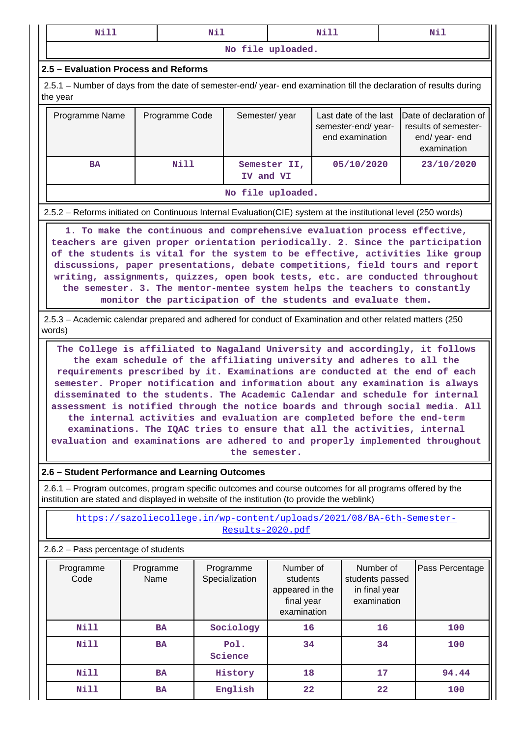| | | | |
|---|---|---|---|
| Nill | Nil | Nill | Nil |

No file uploaded.

## 2.5 – Evaluation Process and Reforms

2.5.1 – Number of days from the date of semester-end/ year- end examination till the declaration of results during the year

| Programme Name | Programme Code | Semester/ year | Last date of the last semester-end/ year- end examination | Date of declaration of results of semester- end/ year- end examination |
|---|---|---|---|---|
| BA | Nill | Semester II, IV and VI | 05/10/2020 | 23/10/2020 |

No file uploaded.

2.5.2 – Reforms initiated on Continuous Internal Evaluation(CIE) system at the institutional level (250 words)

1. To make the continuous and comprehensive evaluation process effective, teachers are given proper orientation periodically. 2. Since the participation of the students is vital for the system to be effective, activities like group discussions, paper presentations, debate competitions, field tours and report writing, assignments, quizzes, open book tests, etc. are conducted throughout the semester. 3. The mentor-mentee system helps the teachers to constantly monitor the participation of the students and evaluate them.

2.5.3 – Academic calendar prepared and adhered for conduct of Examination and other related matters (250 words)

The College is affiliated to Nagaland University and accordingly, it follows the exam schedule of the affiliating university and adheres to all the requirements prescribed by it. Examinations are conducted at the end of each semester. Proper notification and information about any examination is always disseminated to the students. The Academic Calendar and schedule for internal assessment is notified through the notice boards and through social media. All the internal activities and evaluation are completed before the end-term examinations. The IQAC tries to ensure that all the activities, internal evaluation and examinations are adhered to and properly implemented throughout the semester.

## 2.6 – Student Performance and Learning Outcomes

2.6.1 – Program outcomes, program specific outcomes and course outcomes for all programs offered by the institution are stated and displayed in website of the institution (to provide the weblink)

https://sazoliecollege.in/wp-content/uploads/2021/08/BA-6th-Semester-Results-2020.pdf

2.6.2 – Pass percentage of students

| Programme Code | Programme Name | Programme Specialization | Number of students appeared in the final year examination | Number of students passed in final year examination | Pass Percentage |
|---|---|---|---|---|---|
| Nill | BA | Sociology | 16 | 16 | 100 |
| Nill | BA | Pol. Science | 34 | 34 | 100 |
| Nill | BA | History | 18 | 17 | 94.44 |
| Nill | BA | English | 22 | 22 | 100 |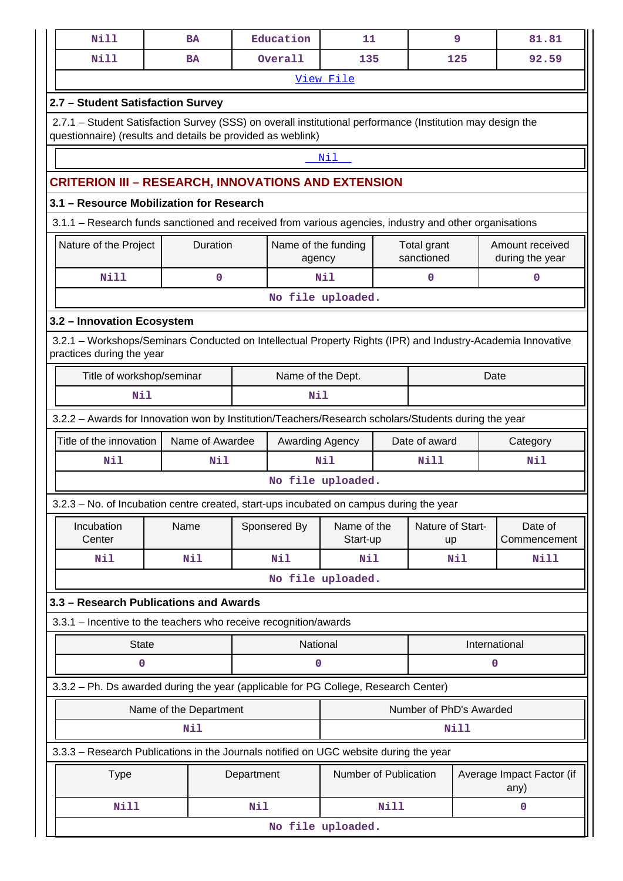| | | | | | |
|---|---|---|---|---|---|
| Nill | BA | Education | 11 | 9 | 81.81 |
| Nill | BA | Overall | 135 | 125 | 92.59 |
| View File | | | | | |

## 2.7 – Student Satisfaction Survey

2.7.1 – Student Satisfaction Survey (SSS) on overall institutional performance (Institution may design the questionnaire) (results and details be provided as weblink)

Nil

# CRITERION III – RESEARCH, INNOVATIONS AND EXTENSION

## 3.1 – Resource Mobilization for Research

3.1.1 – Research funds sanctioned and received from various agencies, industry and other organisations

| Nature of the Project | Duration | Name of the funding agency | Total grant sanctioned | Amount received during the year |
|---|---|---|---|---|
| Nill | 0 | Nil | 0 | 0 |
| No file uploaded. | | | | |

## 3.2 – Innovation Ecosystem

3.2.1 – Workshops/Seminars Conducted on Intellectual Property Rights (IPR) and Industry-Academia Innovative practices during the year

| Title of workshop/seminar | Name of the Dept. | Date |
|---|---|---|
| Nil | Nil | |

3.2.2 – Awards for Innovation won by Institution/Teachers/Research scholars/Students during the year

| Title of the innovation | Name of Awardee | Awarding Agency | Date of award | Category |
|---|---|---|---|---|
| Nil | Nil | Nil | Nill | Nil |
| No file uploaded. | | | | |

3.2.3 – No. of Incubation centre created, start-ups incubated on campus during the year

| Incubation Center | Name | Sponsered By | Name of the Start-up | Nature of Start-up | Date of Commencement |
|---|---|---|---|---|---|
| Nil | Nil | Nil | Nil | Nil | Nill |
| No file uploaded. | | | | | |

## 3.3 – Research Publications and Awards

3.3.1 – Incentive to the teachers who receive recognition/awards

| State | National | International |
|---|---|---|
| 0 | 0 | 0 |

3.3.2 – Ph. Ds awarded during the year (applicable for PG College, Research Center)

| Name of the Department | Number of PhD's Awarded |
|---|---|
| Nil | Nill |

3.3.3 – Research Publications in the Journals notified on UGC website during the year

| Type | Department | Number of Publication | Average Impact Factor (if any) |
|---|---|---|---|
| Nill | Nil | Nill | 0 |
| No file uploaded. | | | |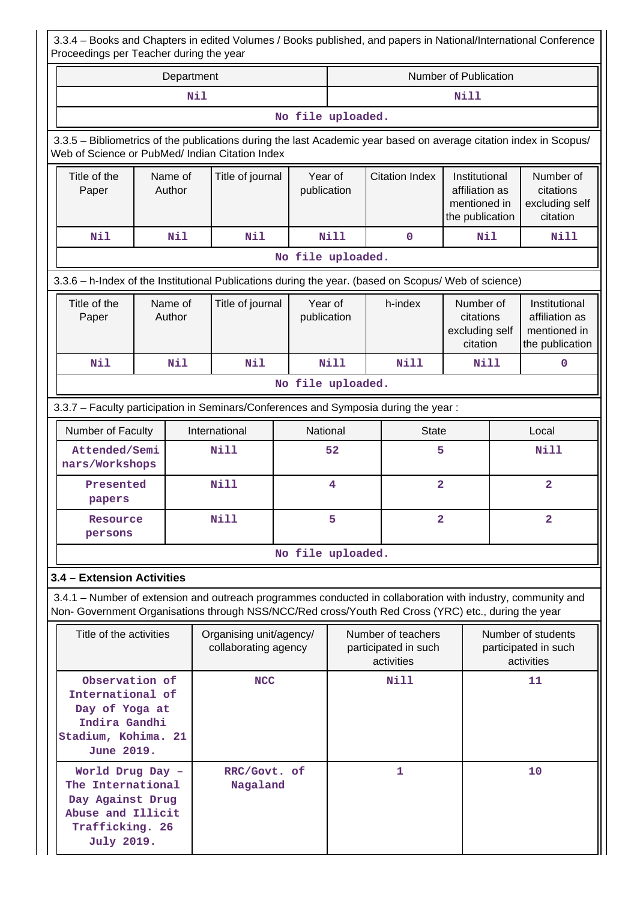3.3.4 – Books and Chapters in edited Volumes / Books published, and papers in National/International Conference Proceedings per Teacher during the year

| Department | Number of Publication |
|---|---|
| Nil | Nill |
| No file uploaded. | |

3.3.5 – Bibliometrics of the publications during the last Academic year based on average citation index in Scopus/ Web of Science or PubMed/ Indian Citation Index

| Title of the Paper | Name of Author | Title of journal | Year of publication | Citation Index | Institutional affiliation as mentioned in the publication | Number of citations excluding self citation |
|---|---|---|---|---|---|---|
| Nil | Nil | Nil | Nill | 0 | Nil | Nill |
| No file uploaded. | | | | | | |

3.3.6 – h-Index of the Institutional Publications during the year. (based on Scopus/ Web of science)

| Title of the Paper | Name of Author | Title of journal | Year of publication | h-index | Number of citations excluding self citation | Institutional affiliation as mentioned in the publication |
|---|---|---|---|---|---|---|
| Nil | Nil | Nil | Nill | Nill | Nill | 0 |
| No file uploaded. | | | | | | |

3.3.7 – Faculty participation in Seminars/Conferences and Symposia during the year :

| Number of Faculty | International | National | State | Local |
|---|---|---|---|---|
| Attended/Seminars/Workshops | Nill | 52 | 5 | Nill |
| Presented papers | Nill | 4 | 2 | 2 |
| Resource persons | Nill | 5 | 2 | 2 |
| No file uploaded. | | | | |

### 3.4 – Extension Activities

3.4.1 – Number of extension and outreach programmes conducted in collaboration with industry, community and Non- Government Organisations through NSS/NCC/Red cross/Youth Red Cross (YRC) etc., during the year

| Title of the activities | Organising unit/agency/ collaborating agency | Number of teachers participated in such activities | Number of students participated in such activities |
|---|---|---|---|
| Observation of International of Day of Yoga at Indira Gandhi Stadium, Kohima. 21 June 2019. | NCC | Nill | 11 |
| World Drug Day – The International Day Against Drug Abuse and Illicit Trafficking. 26 July 2019. | RRC/Govt. of Nagaland | 1 | 10 |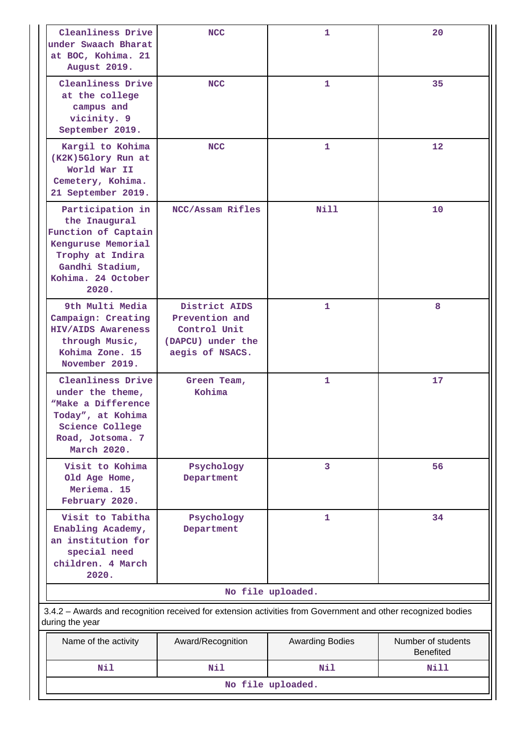| | | | |
|---|---|---|---|
| Cleanliness Drive under Swaach Bharat at BOC, Kohima. 21 August 2019. | NCC | 1 | 20 |
| Cleanliness Drive at the college campus and vicinity. 9 September 2019. | NCC | 1 | 35 |
| Kargil to Kohima (K2K)5Glory Run at World War II Cemetery, Kohima. 21 September 2019. | NCC | 1 | 12 |
| Participation in the Inaugural Function of Captain Kenguruse Memorial Trophy at Indira Gandhi Stadium, Kohima. 24 October 2020. | NCC/Assam Rifles | Nill | 10 |
| 9th Multi Media Campaign: Creating HIV/AIDS Awareness through Music, Kohima Zone. 15 November 2019. | District AIDS Prevention and Control Unit (DAPCU) under the aegis of NSACS. | 1 | 8 |
| Cleanliness Drive under the theme, "Make a Difference Today", at Kohima Science College Road, Jotsoma. 7 March 2020. | Green Team, Kohima | 1 | 17 |
| Visit to Kohima Old Age Home, Meriema. 15 February 2020. | Psychology Department | 3 | 56 |
| Visit to Tabitha Enabling Academy, an institution for special need children. 4 March 2020. | Psychology Department | 1 | 34 |

No file uploaded.

3.4.2 – Awards and recognition received for extension activities from Government and other recognized bodies during the year

| Name of the activity | Award/Recognition | Awarding Bodies | Number of students Benefited |
|---|---|---|---|
| Nil | Nil | Nil | Nill |

No file uploaded.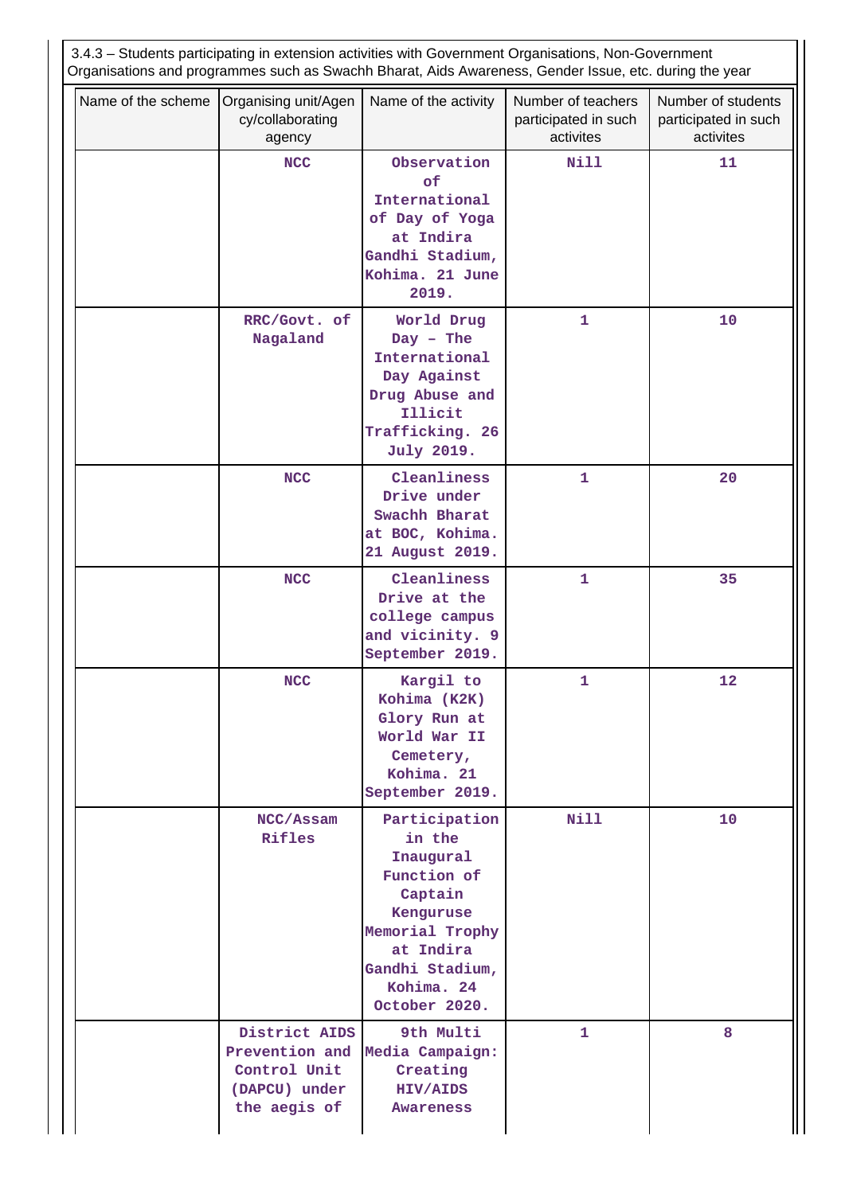3.4.3 – Students participating in extension activities with Government Organisations, Non-Government Organisations and programmes such as Swachh Bharat, Aids Awareness, Gender Issue, etc. during the year

| Name of the scheme | Organising unit/Agency/collaborating agency | Name of the activity | Number of teachers participated in such activites | Number of students participated in such activites |
|---|---|---|---|---|
| | NCC | Observation of International of Day of Yoga at Indira Gandhi Stadium, Kohima. 21 June 2019. | Nill | 11 |
| | RRC/Govt. of Nagaland | World Drug Day – The International Day Against Drug Abuse and Illicit Trafficking. 26 July 2019. | 1 | 10 |
| | NCC | Cleanliness Drive under Swachh Bharat at BOC, Kohima. 21 August 2019. | 1 | 20 |
| | NCC | Cleanliness Drive at the college campus and vicinity. 9 September 2019. | 1 | 35 |
| | NCC | Kargil to Kohima (K2K) Glory Run at World War II Cemetery, Kohima. 21 September 2019. | 1 | 12 |
| | NCC/Assam Rifles | Participation in the Inaugural Function of Captain Kenguruse Memorial Trophy at Indira Gandhi Stadium, Kohima. 24 October 2020. | Nill | 10 |
| | District AIDS Prevention and Control Unit (DAPCU) under the aegis of | 9th Multi Media Campaign: Creating HIV/AIDS Awareness | 1 | 8 |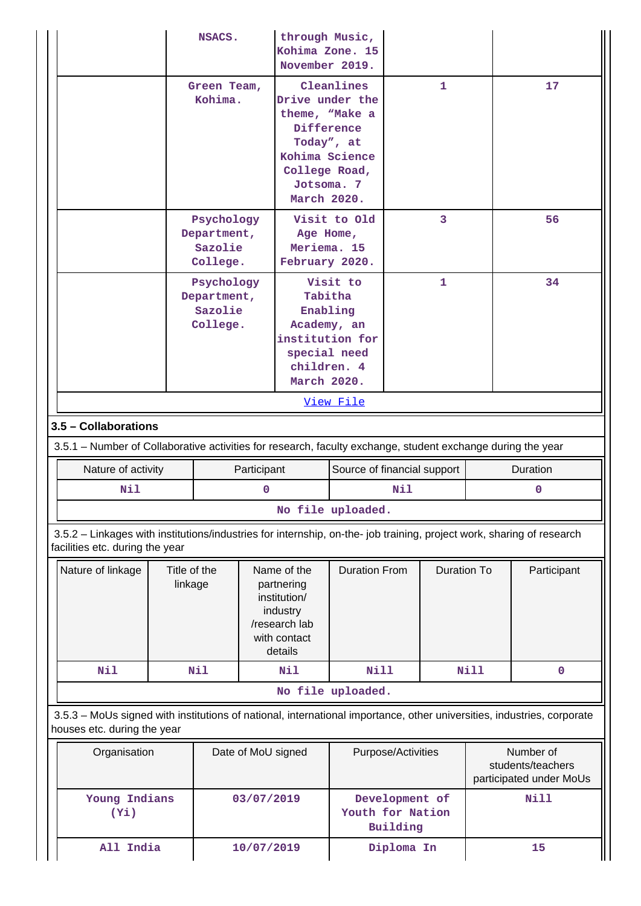| | | | | |
|---|---|---|---|---|
| | NSACS. | through Music, Kohima Zone. 15 November 2019. | | |
| | Green Team, Kohima. | Cleanlines Drive under the theme, "Make a Difference Today", at Kohima Science College Road, Jotsoma. 7 March 2020. | 1 | 17 |
| | Psychology Department, Sazolie College. | Visit to Old Age Home, Meriema. 15 February 2020. | 3 | 56 |
| | Psychology Department, Sazolie College. | Visit to Tabitha Enabling Academy, an institution for special need children. 4 March 2020. | 1 | 34 |

View File

### 3.5 – Collaborations

3.5.1 – Number of Collaborative activities for research, faculty exchange, student exchange during the year

| Nature of activity | Participant | Source of financial support | Duration |
|---|---|---|---|
| Nil | 0 | Nil | 0 |

No file uploaded.

3.5.2 – Linkages with institutions/industries for internship, on-the- job training, project work, sharing of research facilities etc. during the year

| Nature of linkage | Title of the linkage | Name of the partnering institution/ industry /research lab with contact details | Duration From | Duration To | Participant |
|---|---|---|---|---|---|
| Nil | Nil | Nil | Nill | Nill | 0 |

No file uploaded.

3.5.3 – MoUs signed with institutions of national, international importance, other universities, industries, corporate houses etc. during the year

| Organisation | Date of MoU signed | Purpose/Activities | Number of students/teachers participated under MoUs |
|---|---|---|---|
| Young Indians (Yi) | 03/07/2019 | Development of Youth for Nation Building | Nill |
| All India | 10/07/2019 | Diploma In | 15 |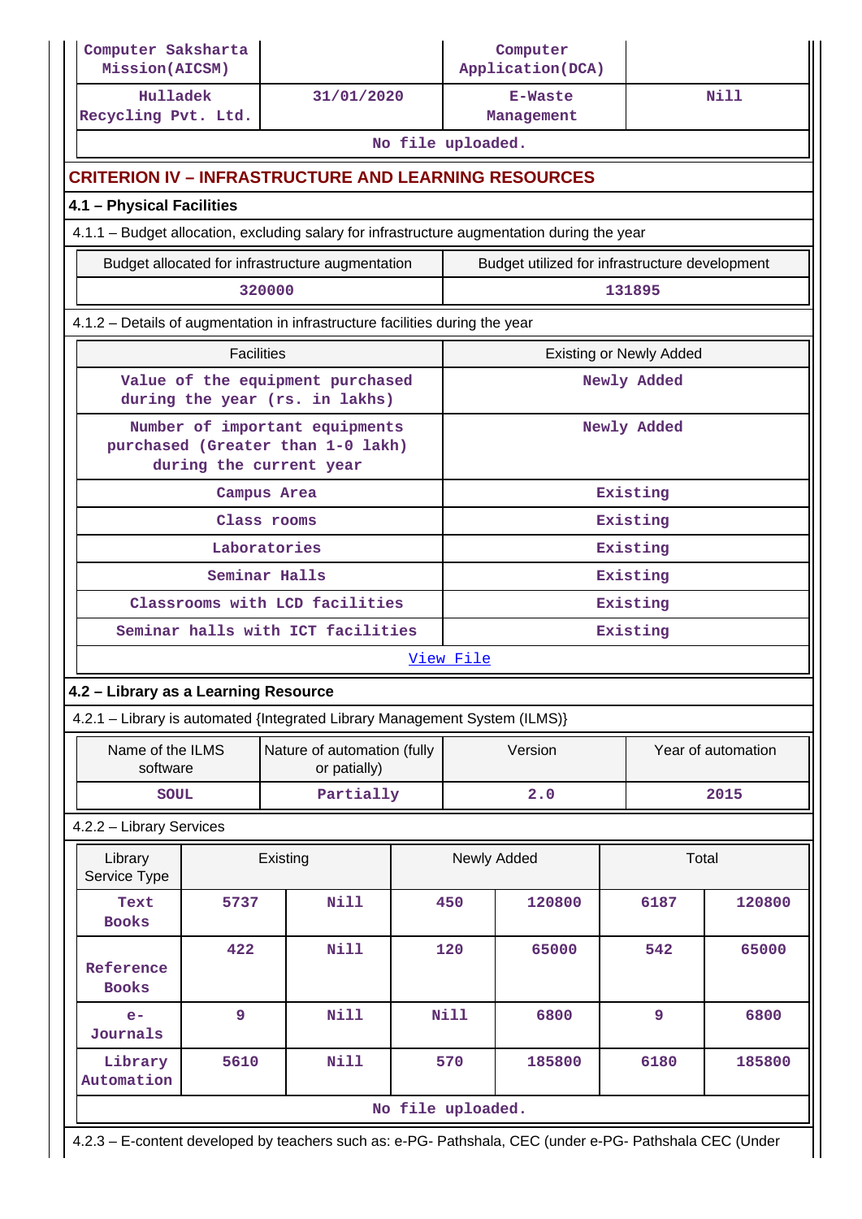| | | | |
|---|---|---|---|
| Computer Saksharta Mission(AICSM) | | Computer Application(DCA) | |
| Hulladek Recycling Pvt. Ltd. | 31/01/2020 | E-Waste Management | Nill |

No file uploaded.

## CRITERION IV – INFRASTRUCTURE AND LEARNING RESOURCES

### 4.1 – Physical Facilities

4.1.1 – Budget allocation, excluding salary for infrastructure augmentation during the year

| Budget allocated for infrastructure augmentation | Budget utilized for infrastructure development |
|---|---|
| 320000 | 131895 |

4.1.2 – Details of augmentation in infrastructure facilities during the year

| Facilities | Existing or Newly Added |
|---|---|
| Value of the equipment purchased during the year (rs. in lakhs) | Newly Added |
| Number of important equipments purchased (Greater than 1-0 lakh) during the current year | Newly Added |
| Campus Area | Existing |
| Class rooms | Existing |
| Laboratories | Existing |
| Seminar Halls | Existing |
| Classrooms with LCD facilities | Existing |
| Seminar halls with ICT facilities | Existing |

View File

### 4.2 – Library as a Learning Resource

4.2.1 – Library is automated {Integrated Library Management System (ILMS)}

| Name of the ILMS software | Nature of automation (fully or patially) | Version | Year of automation |
|---|---|---|---|
| SOUL | Partially | 2.0 | 2015 |

4.2.2 – Library Services

| Library Service Type | Existing | | Newly Added | | Total | |
|---|---|---|---|---|---|---|
| Text Books | 5737 | Nill | 450 | 120800 | 6187 | 120800 |
| Reference Books | 422 | Nill | 120 | 65000 | 542 | 65000 |
| e-Journals | 9 | Nill | Nill | 6800 | 9 | 6800 |
| Library Automation | 5610 | Nill | 570 | 185800 | 6180 | 185800 |

No file uploaded.

4.2.3 – E-content developed by teachers such as: e-PG- Pathshala, CEC (under e-PG- Pathshala CEC (Under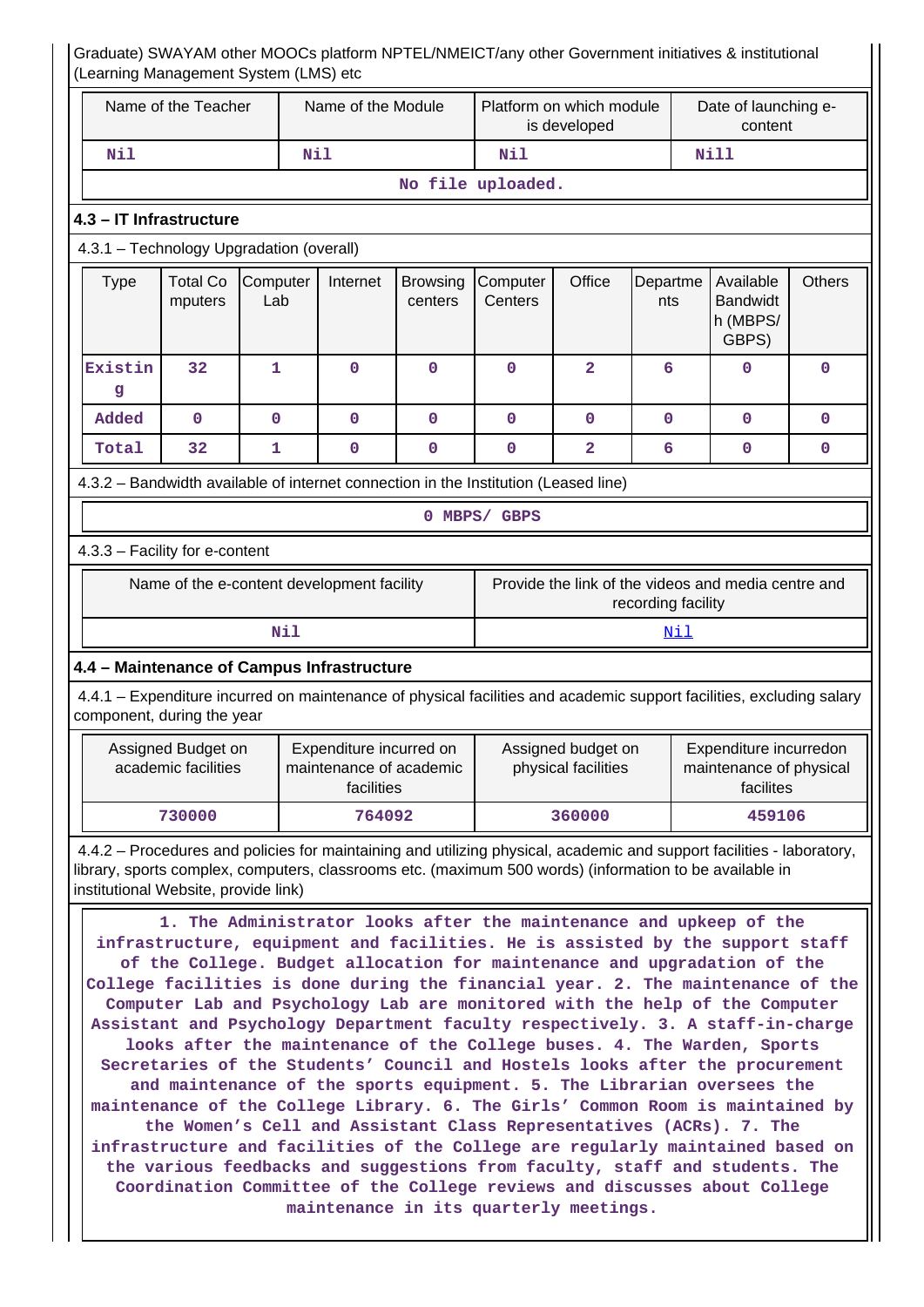Graduate) SWAYAM other MOOCs platform NPTEL/NMEICT/any other Government initiatives & institutional (Learning Management System (LMS) etc

| Name of the Teacher | Name of the Module | Platform on which module is developed | Date of launching e-content |
|---|---|---|---|
| Nil | Nil | Nil | Nill |
| No file uploaded. | | | |

**4.3 – IT Infrastructure**

4.3.1 – Technology Upgradation (overall)

| Type | Total Computers | Computer Lab | Internet | Browsing centers | Computer Centers | Office | Departments | Available Bandwidth (MBPS/ GBPS) | Others |
|---|---|---|---|---|---|---|---|---|---|
| Existing | 32 | 1 | 0 | 0 | 0 | 2 | 6 | 0 | 0 |
| Added | 0 | 0 | 0 | 0 | 0 | 0 | 0 | 0 | 0 |
| Total | 32 | 1 | 0 | 0 | 0 | 2 | 6 | 0 | 0 |

4.3.2 – Bandwidth available of internet connection in the Institution (Leased line)

0 MBPS/ GBPS

4.3.3 – Facility for e-content

| Name of the e-content development facility | Provide the link of the videos and media centre and recording facility |
|---|---|
| Nil | Nil |

**4.4 – Maintenance of Campus Infrastructure**

4.4.1 – Expenditure incurred on maintenance of physical facilities and academic support facilities, excluding salary component, during the year

| Assigned Budget on academic facilities | Expenditure incurred on maintenance of academic facilities | Assigned budget on physical facilities | Expenditure incurredon maintenance of physical facilites |
|---|---|---|---|
| 730000 | 764092 | 360000 | 459106 |

4.4.2 – Procedures and policies for maintaining and utilizing physical, academic and support facilities - laboratory, library, sports complex, computers, classrooms etc. (maximum 500 words) (information to be available in institutional Website, provide link)

1. The Administrator looks after the maintenance and upkeep of the infrastructure, equipment and facilities. He is assisted by the support staff of the College. Budget allocation for maintenance and upgradation of the College facilities is done during the financial year. 2. The maintenance of the Computer Lab and Psychology Lab are monitored with the help of the Computer Assistant and Psychology Department faculty respectively. 3. A staff-in-charge looks after the maintenance of the College buses. 4. The Warden, Sports Secretaries of the Students' Council and Hostels looks after the procurement and maintenance of the sports equipment. 5. The Librarian oversees the maintenance of the College Library. 6. The Girls' Common Room is maintained by the Women's Cell and Assistant Class Representatives (ACRs). 7. The infrastructure and facilities of the College are regularly maintained based on the various feedbacks and suggestions from faculty, staff and students. The Coordination Committee of the College reviews and discusses about College maintenance in its quarterly meetings.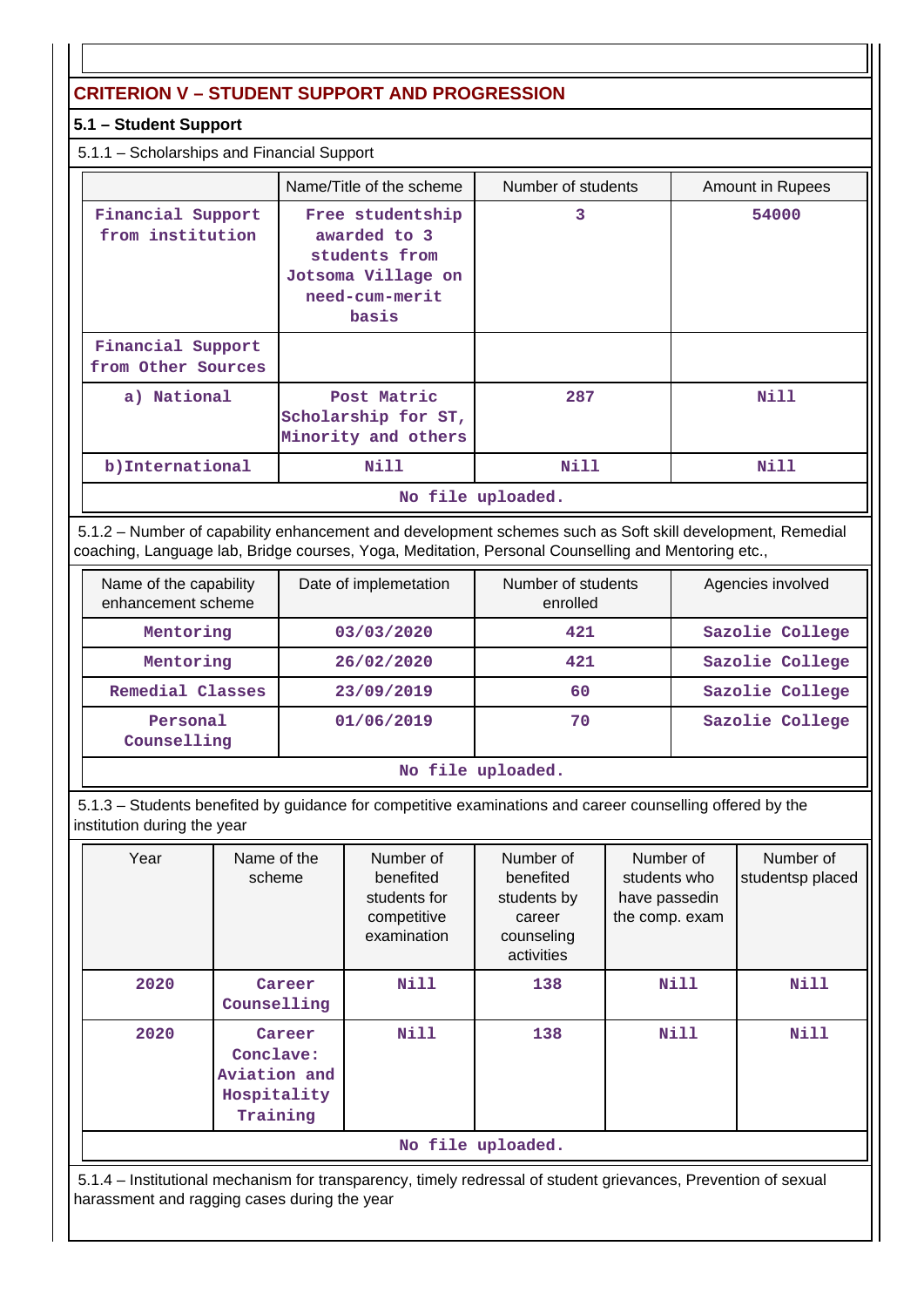## CRITERION V – STUDENT SUPPORT AND PROGRESSION

### 5.1 – Student Support

5.1.1 – Scholarships and Financial Support

| | Name/Title of the scheme | Number of students | Amount in Rupees |
|---|---|---|---|
| Financial Support from institution | Free studentship awarded to 3 students from Jotsoma Village on need-cum-merit basis | 3 | 54000 |
| Financial Support from Other Sources | | | |
| a) National | Post Matric Scholarship for ST, Minority and others | 287 | Nill |
| b)International | Nill | Nill | Nill |
| No file uploaded. | | | |

5.1.2 – Number of capability enhancement and development schemes such as Soft skill development, Remedial coaching, Language lab, Bridge courses, Yoga, Meditation, Personal Counselling and Mentoring etc.,

| Name of the capability enhancement scheme | Date of implemetation | Number of students enrolled | Agencies involved |
|---|---|---|---|
| Mentoring | 03/03/2020 | 421 | Sazolie College |
| Mentoring | 26/02/2020 | 421 | Sazolie College |
| Remedial Classes | 23/09/2019 | 60 | Sazolie College |
| Personal Counselling | 01/06/2019 | 70 | Sazolie College |
| No file uploaded. | | | |

5.1.3 – Students benefited by guidance for competitive examinations and career counselling offered by the institution during the year

| Year | Name of the scheme | Number of benefited students for competitive examination | Number of benefited students by career counseling activities | Number of students who have passedin the comp. exam | Number of studentsp placed |
|---|---|---|---|---|---|
| 2020 | Career Counselling | Nill | 138 | Nill | Nill |
| 2020 | Career Conclave: Aviation and Hospitality Training | Nill | 138 | Nill | Nill |
| No file uploaded. | | | | | |

5.1.4 – Institutional mechanism for transparency, timely redressal of student grievances, Prevention of sexual harassment and ragging cases during the year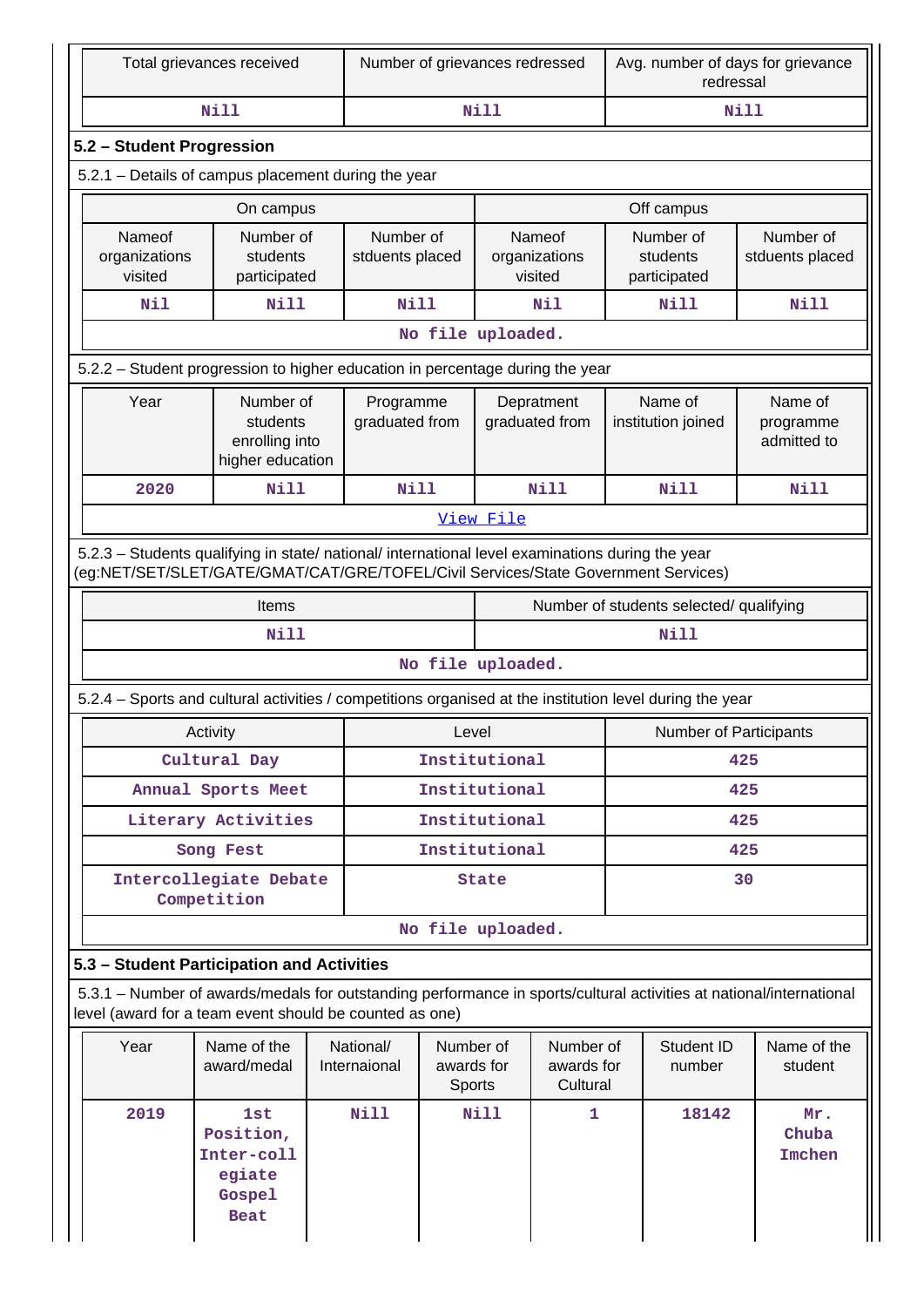| Total grievances received | Number of grievances redressed | Avg. number of days for grievance redressal |
|---|---|---|
| Nill | Nill | Nill |

## 5.2 – Student Progression

5.2.1 – Details of campus placement during the year

| On campus | | | Off campus | | |
|---|---|---|---|---|---|
| Nameof organizations visited | Number of students participated | Number of stduents placed | Nameof organizations visited | Number of students participated | Number of stduents placed |
| Nil | Nill | Nill | Nil | Nill | Nill |

No file uploaded.

5.2.2 – Student progression to higher education in percentage during the year

| Year | Number of students enrolling into higher education | Programme graduated from | Depratment graduated from | Name of institution joined | Name of programme admitted to |
|---|---|---|---|---|---|
| 2020 | Nill | Nill | Nill | Nill | Nill |

View File

5.2.3 – Students qualifying in state/ national/ international level examinations during the year (eg:NET/SET/SLET/GATE/GMAT/CAT/GRE/TOFEL/Civil Services/State Government Services)

| Items | Number of students selected/ qualifying |
|---|---|
| Nill | Nill |

No file uploaded.

5.2.4 – Sports and cultural activities / competitions organised at the institution level during the year

| Activity | Level | Number of Participants |
|---|---|---|
| Cultural Day | Institutional | 425 |
| Annual Sports Meet | Institutional | 425 |
| Literary Activities | Institutional | 425 |
| Song Fest | Institutional | 425 |
| Intercollegiate Debate Competition | State | 30 |

No file uploaded.

## 5.3 – Student Participation and Activities

5.3.1 – Number of awards/medals for outstanding performance in sports/cultural activities at national/international level (award for a team event should be counted as one)

| Year | Name of the award/medal | National/ Internaional | Number of awards for Sports | Number of awards for Cultural | Student ID number | Name of the student |
|---|---|---|---|---|---|---|
| 2019 | 1st Position, Inter-collegiate Gospel Beat | Nill | Nill | 1 | 18142 | Mr. Chuba Imchen |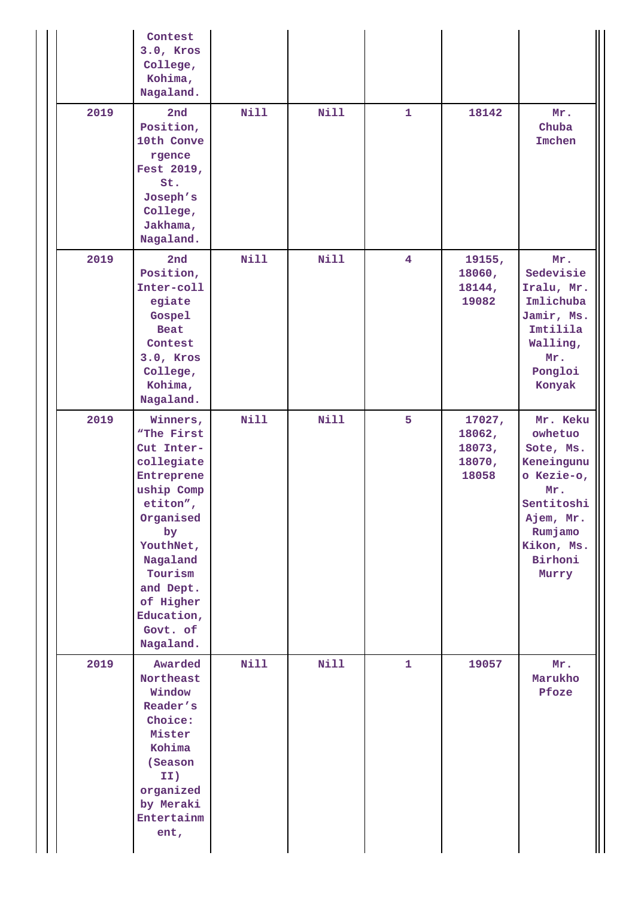| | | | | | | |
|---|---|---|---|---|---|---|
| | Contest 3.0, Kros College, Kohima, Nagaland. | | | | | |
| 2019 | 2nd Position, 10th Convergence Fest 2019, St. Joseph's College, Jakhama, Nagaland. | Nill | Nill | 1 | 18142 | Mr. Chuba Imchen |
| 2019 | 2nd Position, Inter-collegiate Gospel Beat Contest 3.0, Kros College, Kohima, Nagaland. | Nill | Nill | 4 | 19155, 18060, 18144, 19082 | Mr. Sedevisie Iralu, Mr. Imlichuba Jamir, Ms. Imtilila Walling, Mr. Pongloi Konyak |
| 2019 | Winners, "The First Cut Inter-collegiate Entrepreneurship Competiton", Organised by YouthNet, Nagaland Tourism and Dept. of Higher Education, Govt. of Nagaland. | Nill | Nill | 5 | 17027, 18062, 18073, 18070, 18058 | Mr. Kekuowhetuo Sote, Ms. Keneingunuo Kezie-o, Mr. Sentitoshi Ajem, Mr. Rumjamo Kikon, Ms. Birhoni Murry |
| 2019 | Awarded Northeast Window Reader's Choice: Mister Kohima (Season II) organized by Meraki Entertainment, | Nill | Nill | 1 | 19057 | Mr. Marukho Pfoze |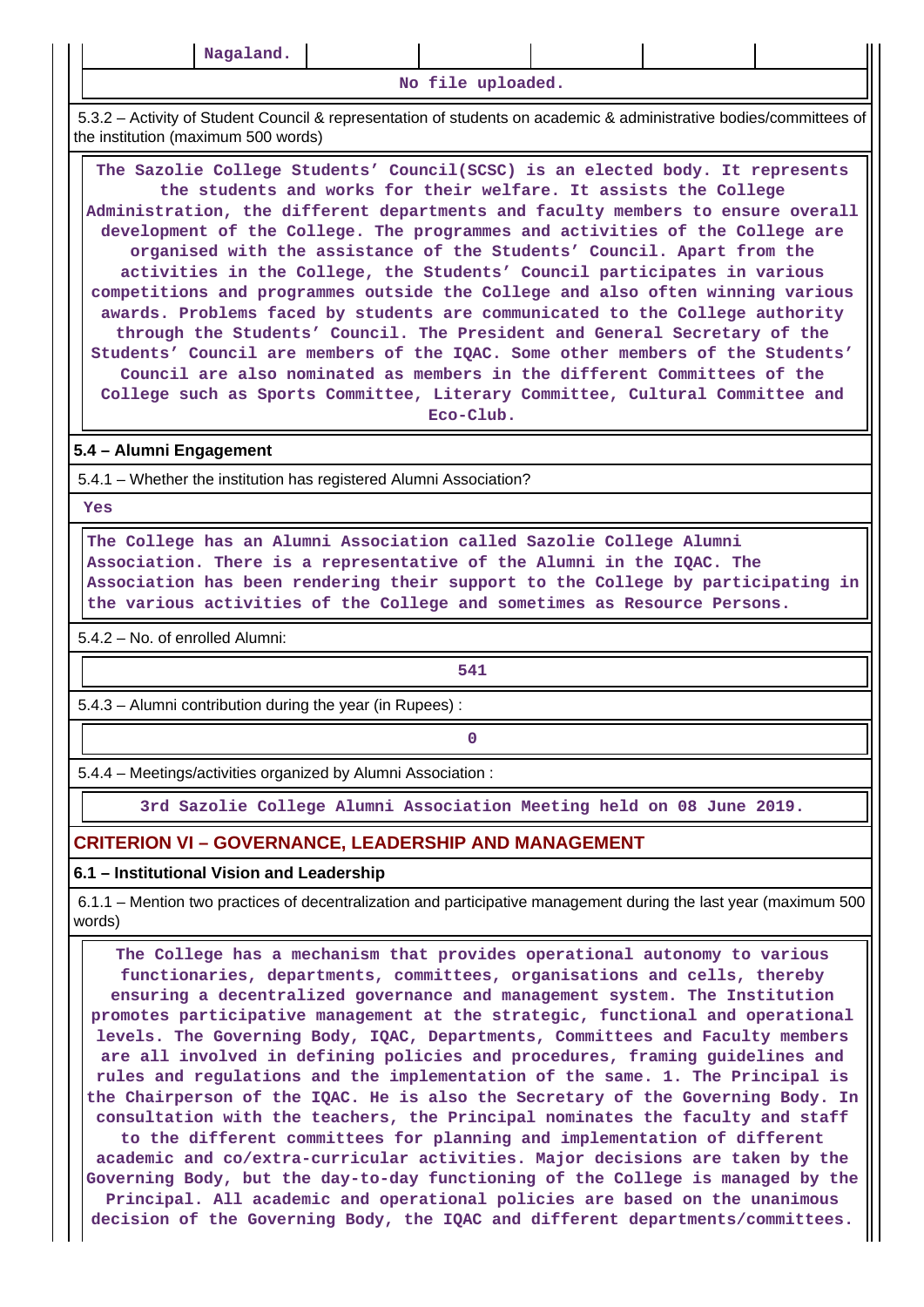| | Nagaland. | | | | | |
|---|---|---|---|---|---|---|

No file uploaded.

5.3.2 – Activity of Student Council & representation of students on academic & administrative bodies/committees of the institution (maximum 500 words)

The Sazolie College Students' Council(SCSC) is an elected body. It represents the students and works for their welfare. It assists the College Administration, the different departments and faculty members to ensure overall development of the College. The programmes and activities of the College are organised with the assistance of the Students' Council. Apart from the activities in the College, the Students' Council participates in various competitions and programmes outside the College and also often winning various awards. Problems faced by students are communicated to the College authority through the Students' Council. The President and General Secretary of the Students' Council are members of the IQAC. Some other members of the Students' Council are also nominated as members in the different Committees of the College such as Sports Committee, Literary Committee, Cultural Committee and Eco-Club.

**5.4 – Alumni Engagement**

5.4.1 – Whether the institution has registered Alumni Association?

Yes

The College has an Alumni Association called Sazolie College Alumni Association. There is a representative of the Alumni in the IQAC. The Association has been rendering their support to the College by participating in the various activities of the College and sometimes as Resource Persons.

5.4.2 – No. of enrolled Alumni:

541

5.4.3 – Alumni contribution during the year (in Rupees) :

0

5.4.4 – Meetings/activities organized by Alumni Association :

3rd Sazolie College Alumni Association Meeting held on 08 June 2019.

## CRITERION VI – GOVERNANCE, LEADERSHIP AND MANAGEMENT

**6.1 – Institutional Vision and Leadership**

6.1.1 – Mention two practices of decentralization and participative management during the last year (maximum 500 words)

The College has a mechanism that provides operational autonomy to various functionaries, departments, committees, organisations and cells, thereby ensuring a decentralized governance and management system. The Institution promotes participative management at the strategic, functional and operational levels. The Governing Body, IQAC, Departments, Committees and Faculty members are all involved in defining policies and procedures, framing guidelines and rules and regulations and the implementation of the same. 1. The Principal is the Chairperson of the IQAC. He is also the Secretary of the Governing Body. In consultation with the teachers, the Principal nominates the faculty and staff to the different committees for planning and implementation of different academic and co/extra-curricular activities. Major decisions are taken by the Governing Body, but the day-to-day functioning of the College is managed by the Principal. All academic and operational policies are based on the unanimous decision of the Governing Body, the IQAC and different departments/committees.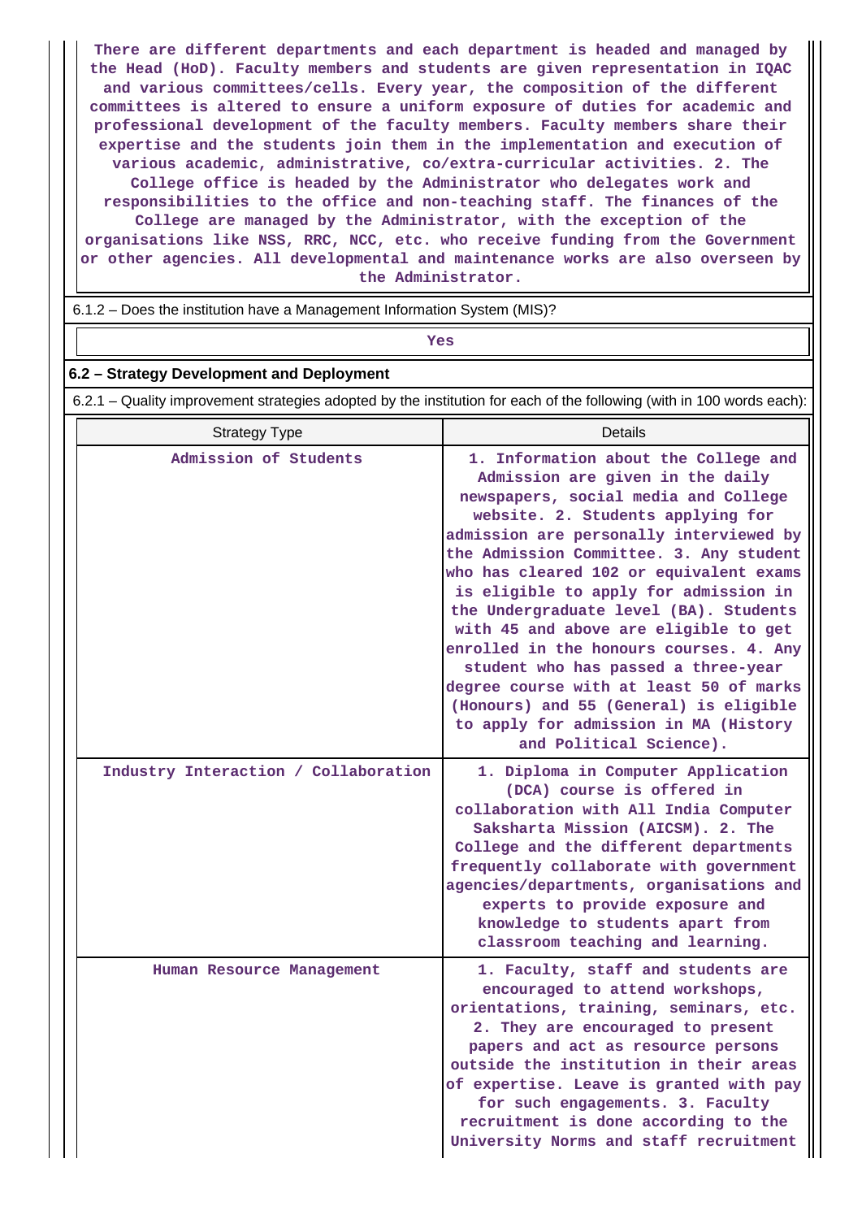There are different departments and each department is headed and managed by the Head (HoD). Faculty members and students are given representation in IQAC and various committees/cells. Every year, the composition of the different committees is altered to ensure a uniform exposure of duties for academic and professional development of the faculty members. Faculty members share their expertise and the students join them in the implementation and execution of various academic, administrative, co/extra-curricular activities. 2. The College office is headed by the Administrator who delegates work and responsibilities to the office and non-teaching staff. The finances of the College are managed by the Administrator, with the exception of the organisations like NSS, RRC, NCC, etc. who receive funding from the Government or other agencies. All developmental and maintenance works are also overseen by the Administrator.

6.1.2 – Does the institution have a Management Information System (MIS)?

Yes

**6.2 – Strategy Development and Deployment**

6.2.1 – Quality improvement strategies adopted by the institution for each of the following (with in 100 words each):

| Strategy Type | Details |
|---|---|
| Admission of Students | 1. Information about the College and Admission are given in the daily newspapers, social media and College website. 2. Students applying for admission are personally interviewed by the Admission Committee. 3. Any student who has cleared 102 or equivalent exams is eligible to apply for admission in the Undergraduate level (BA). Students with 45 and above are eligible to get enrolled in the honours courses. 4. Any student who has passed a three-year degree course with at least 50 of marks (Honours) and 55 (General) is eligible to apply for admission in MA (History and Political Science). |
| Industry Interaction / Collaboration | 1. Diploma in Computer Application (DCA) course is offered in collaboration with All India Computer Saksharta Mission (AICSM). 2. The College and the different departments frequently collaborate with government agencies/departments, organisations and experts to provide exposure and knowledge to students apart from classroom teaching and learning. |
| Human Resource Management | 1. Faculty, staff and students are encouraged to attend workshops, orientations, training, seminars, etc. 2. They are encouraged to present papers and act as resource persons outside the institution in their areas of expertise. Leave is granted with pay for such engagements. 3. Faculty recruitment is done according to the University Norms and staff recruitment |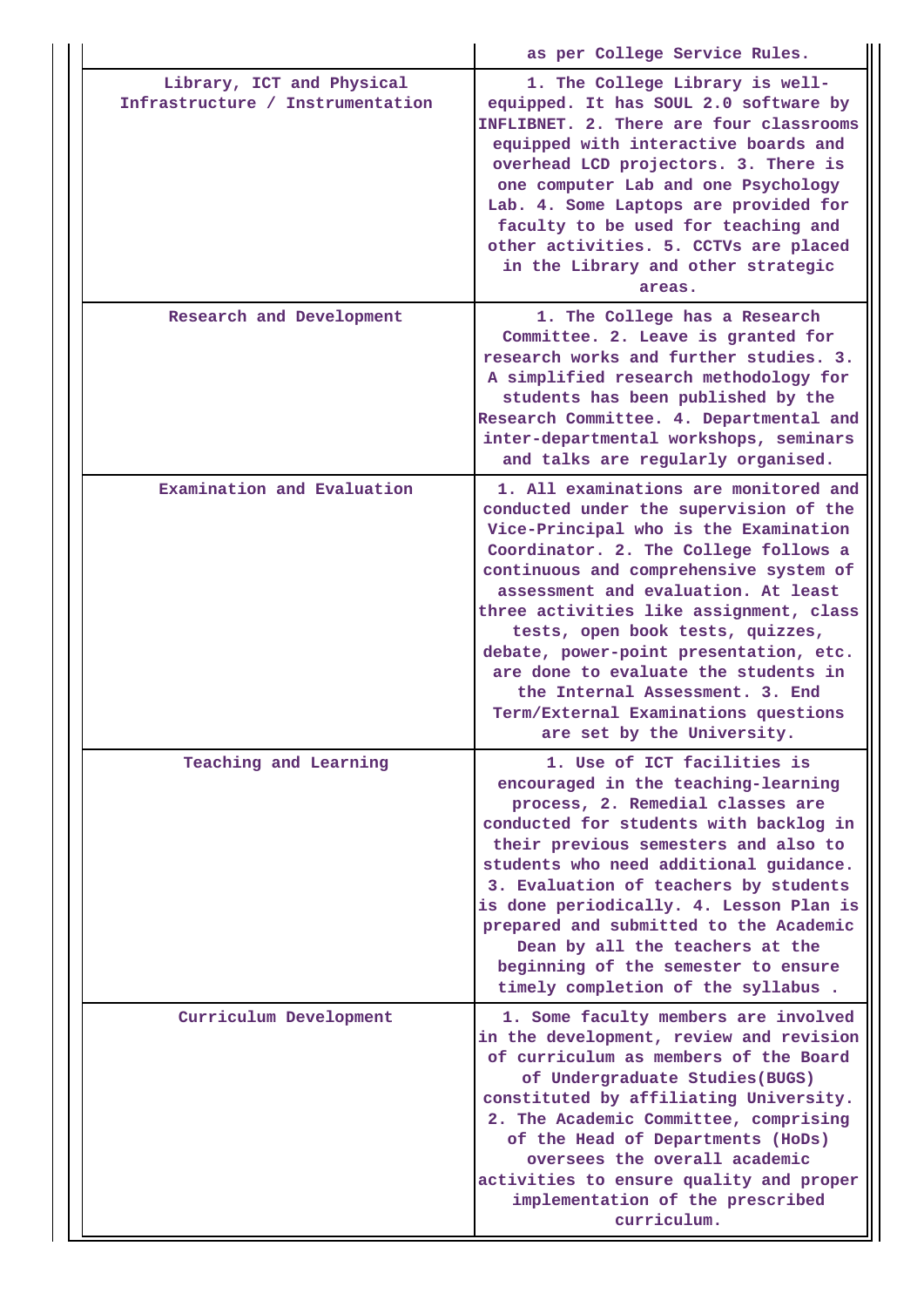| | |
|---|---|
| | as per College Service Rules. |
| Library, ICT and Physical Infrastructure / Instrumentation | 1. The College Library is well-equipped. It has SOUL 2.0 software by INFLIBNET. 2. There are four classrooms equipped with interactive boards and overhead LCD projectors. 3. There is one computer Lab and one Psychology Lab. 4. Some Laptops are provided for faculty to be used for teaching and other activities. 5. CCTVs are placed in the Library and other strategic areas. |
| Research and Development | 1. The College has a Research Committee. 2. Leave is granted for research works and further studies. 3. A simplified research methodology for students has been published by the Research Committee. 4. Departmental and inter-departmental workshops, seminars and talks are regularly organised. |
| Examination and Evaluation | 1. All examinations are monitored and conducted under the supervision of the Vice-Principal who is the Examination Coordinator. 2. The College follows a continuous and comprehensive system of assessment and evaluation. At least three activities like assignment, class tests, open book tests, quizzes, debate, power-point presentation, etc. are done to evaluate the students in the Internal Assessment. 3. End Term/External Examinations questions are set by the University. |
| Teaching and Learning | 1. Use of ICT facilities is encouraged in the teaching-learning process, 2. Remedial classes are conducted for students with backlog in their previous semesters and also to students who need additional guidance. 3. Evaluation of teachers by students is done periodically. 4. Lesson Plan is prepared and submitted to the Academic Dean by all the teachers at the beginning of the semester to ensure timely completion of the syllabus . |
| Curriculum Development | 1. Some faculty members are involved in the development, review and revision of curriculum as members of the Board of Undergraduate Studies(BUGS) constituted by affiliating University. 2. The Academic Committee, comprising of the Head of Departments (HoDs) oversees the overall academic activities to ensure quality and proper implementation of the prescribed curriculum. |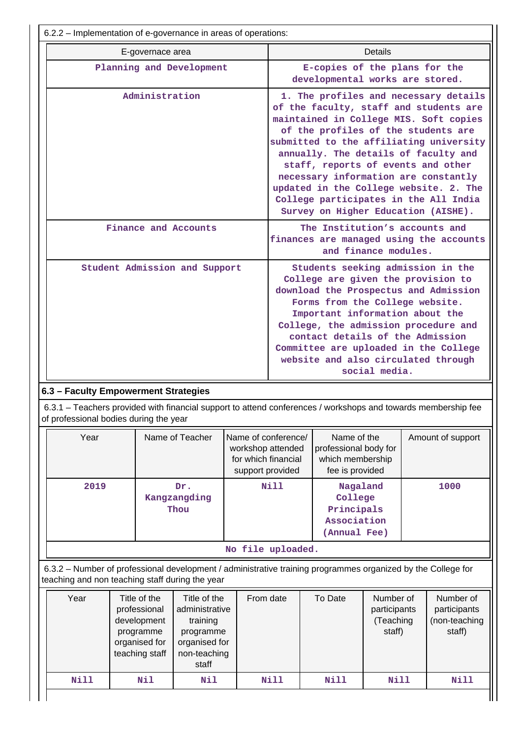6.2.2 – Implementation of e-governance in areas of operations:

| E-governace area | Details |
|---|---|
| Planning and Development | E-copies of the plans for the developmental works are stored. |
| Administration | 1. The profiles and necessary details of the faculty, staff and students are maintained in College MIS. Soft copies of the profiles of the students are submitted to the affiliating university annually. The details of faculty and staff, reports of events and other necessary information are constantly updated in the College website. 2. The College participates in the All India Survey on Higher Education (AISHE). |
| Finance and Accounts | The Institution's accounts and finances are managed using the accounts and finance modules. |
| Student Admission and Support | Students seeking admission in the College are given the provision to download the Prospectus and Admission Forms from the College website. Important information about the College, the admission procedure and contact details of the Admission Committee are uploaded in the College website and also circulated through social media. |

### 6.3 – Faculty Empowerment Strategies

6.3.1 – Teachers provided with financial support to attend conferences / workshops and towards membership fee of professional bodies during the year

| Year | Name of Teacher | Name of conference/ workshop attended for which financial support provided | Name of the professional body for which membership fee is provided | Amount of support |
|---|---|---|---|---|
| 2019 | Dr. Kangzangding Thou | Nill | Nagaland College Principals Association (Annual Fee) | 1000 |

No file uploaded.

6.3.2 – Number of professional development / administrative training programmes organized by the College for teaching and non teaching staff during the year

| Year | Title of the professional development programme organised for teaching staff | Title of the administrative training programme organised for non-teaching staff | From date | To Date | Number of participants (Teaching staff) | Number of participants (non-teaching staff) |
|---|---|---|---|---|---|---|
| Nill | Nil | Nil | Nill | Nill | Nill | Nill |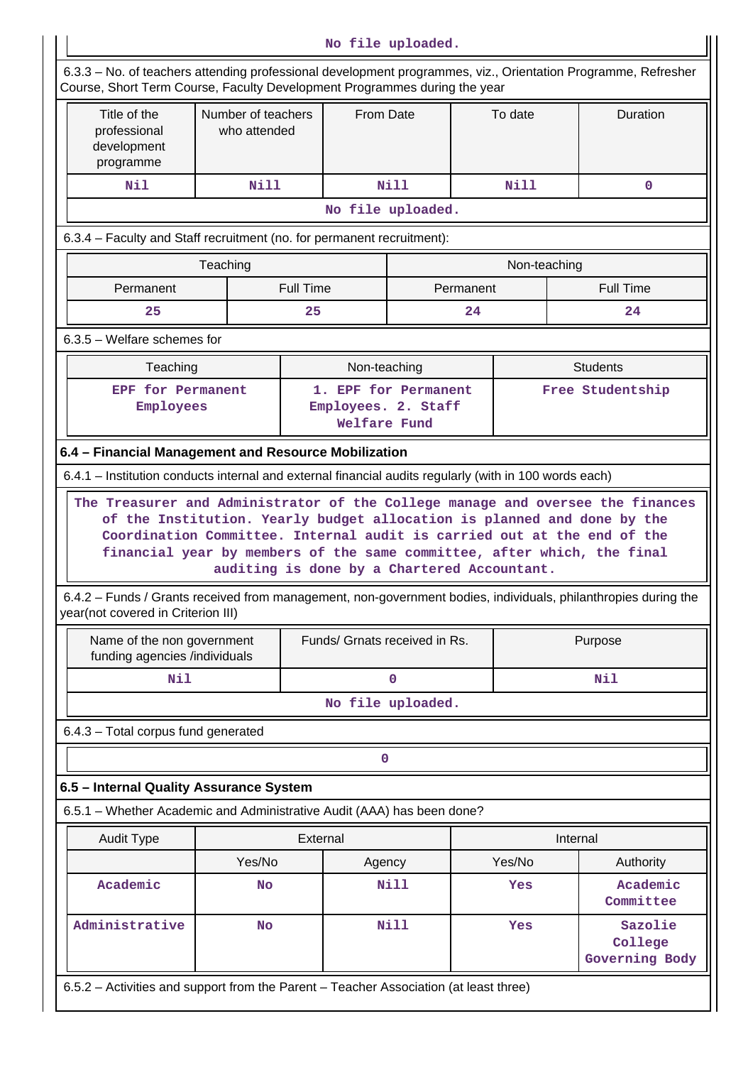No file uploaded.

6.3.3 – No. of teachers attending professional development programmes, viz., Orientation Programme, Refresher Course, Short Term Course, Faculty Development Programmes during the year

| Title of the professional development programme | Number of teachers who attended | From Date | To date | Duration |
|---|---|---|---|---|
| Nil | Nill | Nill | Nill | 0 |

No file uploaded.

6.3.4 – Faculty and Staff recruitment (no. for permanent recruitment):

| Teaching | | Non-teaching | |
|---|---|---|---|
| Permanent | Full Time | Permanent | Full Time |
| 25 | 25 | 24 | 24 |

6.3.5 – Welfare schemes for

| Teaching | Non-teaching | Students |
|---|---|---|
| EPF for Permanent Employees | 1. EPF for Permanent Employees. 2. Staff Welfare Fund | Free Studentship |

**6.4 – Financial Management and Resource Mobilization**

6.4.1 – Institution conducts internal and external financial audits regularly (with in 100 words each)

The Treasurer and Administrator of the College manage and oversee the finances of the Institution. Yearly budget allocation is planned and done by the Coordination Committee. Internal audit is carried out at the end of the financial year by members of the same committee, after which, the final auditing is done by a Chartered Accountant.

6.4.2 – Funds / Grants received from management, non-government bodies, individuals, philanthropies during the year(not covered in Criterion III)

| Name of the non government funding agencies /individuals | Funds/ Grnats received in Rs. | Purpose |
|---|---|---|
| Nil | 0 | Nil |

No file uploaded.

6.4.3 – Total corpus fund generated

0

**6.5 – Internal Quality Assurance System**

6.5.1 – Whether Academic and Administrative Audit (AAA) has been done?

| Audit Type | External | | Internal | |
|---|---|---|---|---|
| | Yes/No | Agency | Yes/No | Authority |
| Academic | No | Nill | Yes | Academic Committee |
| Administrative | No | Nill | Yes | Sazolie College Governing Body |

6.5.2 – Activities and support from the Parent – Teacher Association (at least three)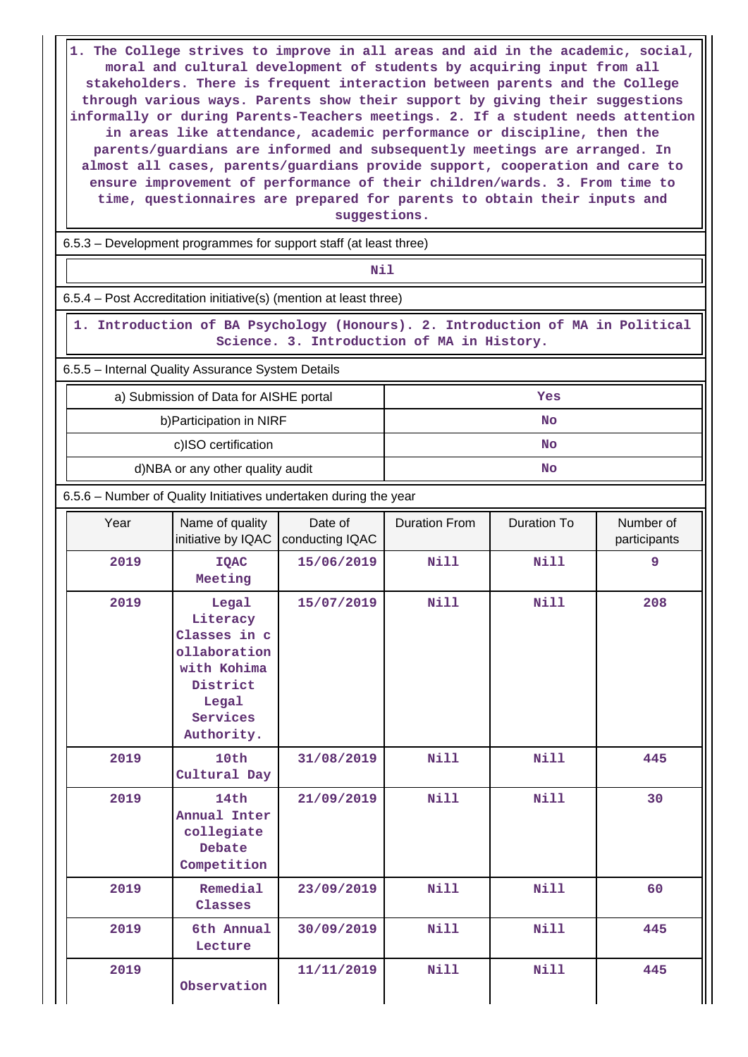1. The College strives to improve in all areas and aid in the academic, social, moral and cultural development of students by acquiring input from all stakeholders. There is frequent interaction between parents and the College through various ways. Parents show their support by giving their suggestions informally or during Parents-Teachers meetings. 2. If a student needs attention in areas like attendance, academic performance or discipline, then the parents/guardians are informed and subsequently meetings are arranged. In almost all cases, parents/guardians provide support, cooperation and care to ensure improvement of performance of their children/wards. 3. From time to time, questionnaires are prepared for parents to obtain their inputs and suggestions.

6.5.3 – Development programmes for support staff (at least three)

Nil

6.5.4 – Post Accreditation initiative(s) (mention at least three)

1. Introduction of BA Psychology (Honours). 2. Introduction of MA in Political Science. 3. Introduction of MA in History.

6.5.5 – Internal Quality Assurance System Details

| | |
|---|---|
| a) Submission of Data for AISHE portal | Yes |
| b)Participation in NIRF | No |
| c)ISO certification | No |
| d)NBA or any other quality audit | No |

6.5.6 – Number of Quality Initiatives undertaken during the year

| Year | Name of quality initiative by IQAC | Date of conducting IQAC | Duration From | Duration To | Number of participants |
|---|---|---|---|---|---|
| 2019 | IQAC Meeting | 15/06/2019 | Nill | Nill | 9 |
| 2019 | Legal Literacy Classes in collaboration with Kohima District Legal Services Authority. | 15/07/2019 | Nill | Nill | 208 |
| 2019 | 10th Cultural Day | 31/08/2019 | Nill | Nill | 445 |
| 2019 | 14th Annual Intercollegiate Debate Competition | 21/09/2019 | Nill | Nill | 30 |
| 2019 | Remedial Classes | 23/09/2019 | Nill | Nill | 60 |
| 2019 | 6th Annual Lecture | 30/09/2019 | Nill | Nill | 445 |
| 2019 | Observation | 11/11/2019 | Nill | Nill | 445 |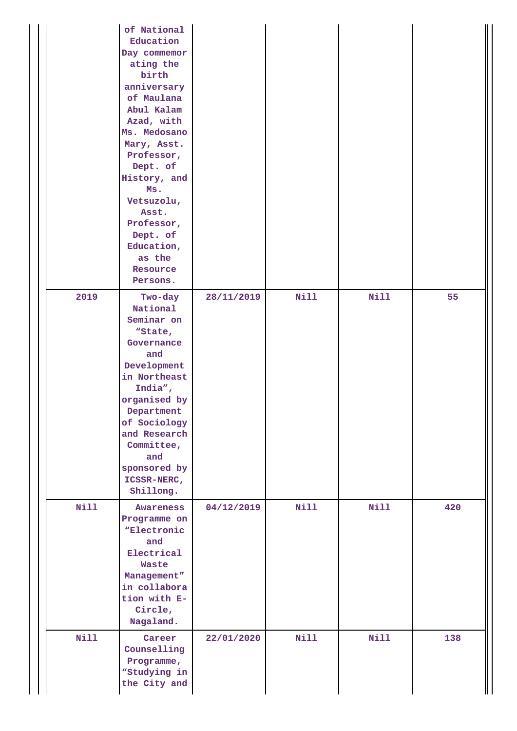| | | | | | |
|---|---|---|---|---|---|
| | of National Education Day commemorating the birth anniversary of Maulana Abul Kalam Azad, with Ms. Medosano Mary, Asst. Professor, Dept. of History, and Ms. Vetsuzolu, Asst. Professor, Dept. of Education, as the Resource Persons. | | | | |
| 2019 | Two-day National Seminar on “State, Governance and Development in Northeast India”, organised by Department of Sociology and Research Committee, and sponsored by ICSSR-NERC, Shillong. | 28/11/2019 | Nill | Nill | 55 |
| Nill | Awareness Programme on “Electronic and Electrical Waste Management” in collaboration with E-Circle, Nagaland. | 04/12/2019 | Nill | Nill | 420 |
| Nill | Career Counselling Programme, “Studying in the City and | 22/01/2020 | Nill | Nill | 138 |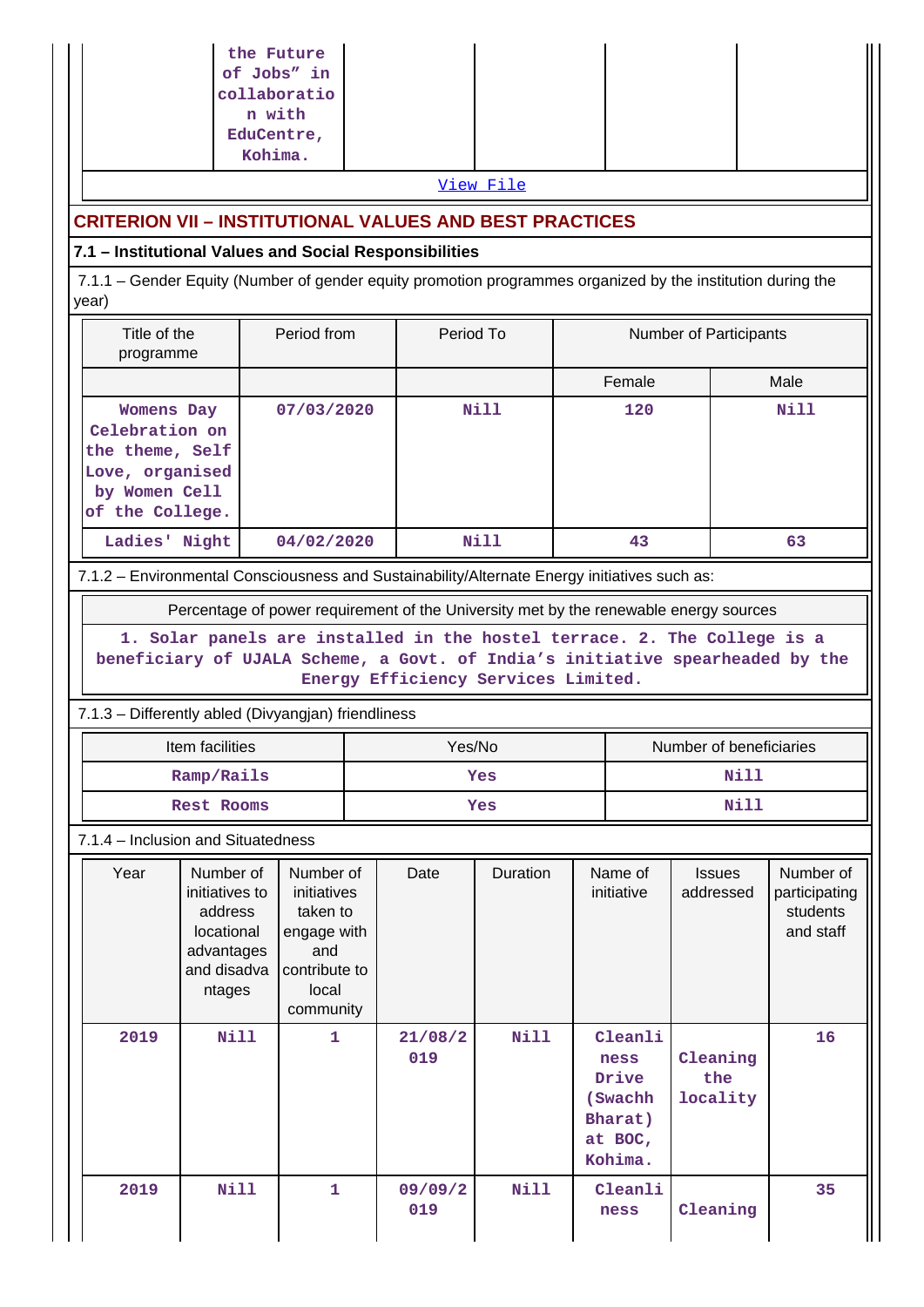| | | | | | |
|---|---|---|---|---|---|
| | the Future of Jobs" in collaboration with EduCentre, Kohima. | | | | |

View File

## CRITERION VII – INSTITUTIONAL VALUES AND BEST PRACTICES

### 7.1 – Institutional Values and Social Responsibilities

7.1.1 – Gender Equity (Number of gender equity promotion programmes organized by the institution during the year)

| Title of the programme | Period from | Period To | Number of Participants | |
|---|---|---|---|---|
| | | | Female | Male |
| Womens Day Celebration on the theme, Self Love, organised by Women Cell of the College. | 07/03/2020 | Nill | 120 | Nill |
| Ladies' Night | 04/02/2020 | Nill | 43 | 63 |

7.1.2 – Environmental Consciousness and Sustainability/Alternate Energy initiatives such as:

| Percentage of power requirement of the University met by the renewable energy sources |
|---|
| 1. Solar panels are installed in the hostel terrace. 2. The College is a beneficiary of UJALA Scheme, a Govt. of India's initiative spearheaded by the Energy Efficiency Services Limited. |

7.1.3 – Differently abled (Divyangjan) friendliness

| Item facilities | Yes/No | Number of beneficiaries |
|---|---|---|
| Ramp/Rails | Yes | Nill |
| Rest Rooms | Yes | Nill |

7.1.4 – Inclusion and Situatedness

| Year | Number of initiatives to address locational advantages and disadvantages | Number of initiatives taken to engage with and contribute to local community | Date | Duration | Name of initiative | Issues addressed | Number of participating students and staff |
|---|---|---|---|---|---|---|---|
| 2019 | Nill | 1 | 21/08/2019 | Nill | Cleanliness Drive (Swachh Bharat) at BOC, Kohima. | Cleaning the locality | 16 |
| 2019 | Nill | 1 | 09/09/2019 | Nill | Cleanliness | Cleaning | 35 |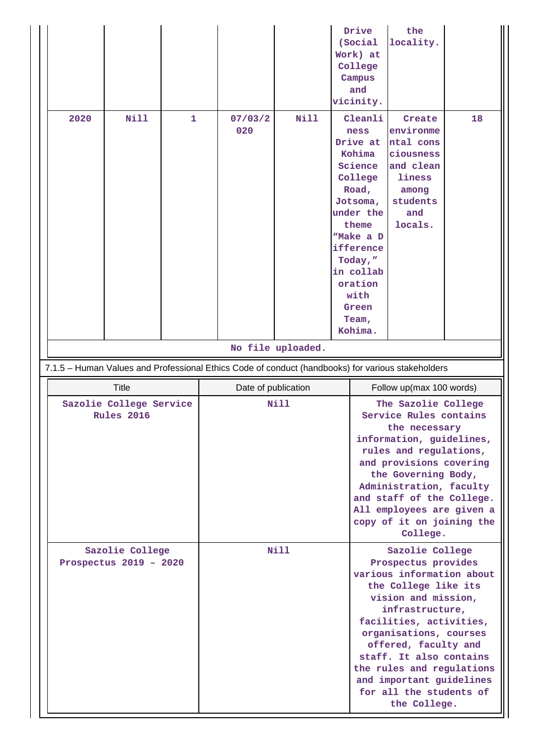| | | | | | | | |
|---|---|---|---|---|---|---|---|
| | | | | | Drive (Social Work) at College Campus and vicinity. | the locality. | |
| 2020 | Nill | 1 | 07/03/2020 | Nill | Cleanliness Drive at Kohima Science College Road, Jotsoma, under the theme "Make a Difference Today," in collaboration with Green Team, Kohima. | Create environmental consciousness and cleanliness among students and locals. | 18 |

No file uploaded.

7.1.5 – Human Values and Professional Ethics Code of conduct (handbooks) for various stakeholders

| Title | Date of publication | Follow up(max 100 words) |
|---|---|---|
| Sazolie College Service Rules 2016 | Nill | The Sazolie College Service Rules contains the necessary information, guidelines, rules and regulations, and provisions covering the Governing Body, Administration, faculty and staff of the College. All employees are given a copy of it on joining the College. |
| Sazolie College Prospectus 2019 – 2020 | Nill | Sazolie College Prospectus provides various information about the College like its vision and mission, infrastructure, facilities, activities, organisations, courses offered, faculty and staff. It also contains the rules and regulations and important guidelines for all the students of the College. |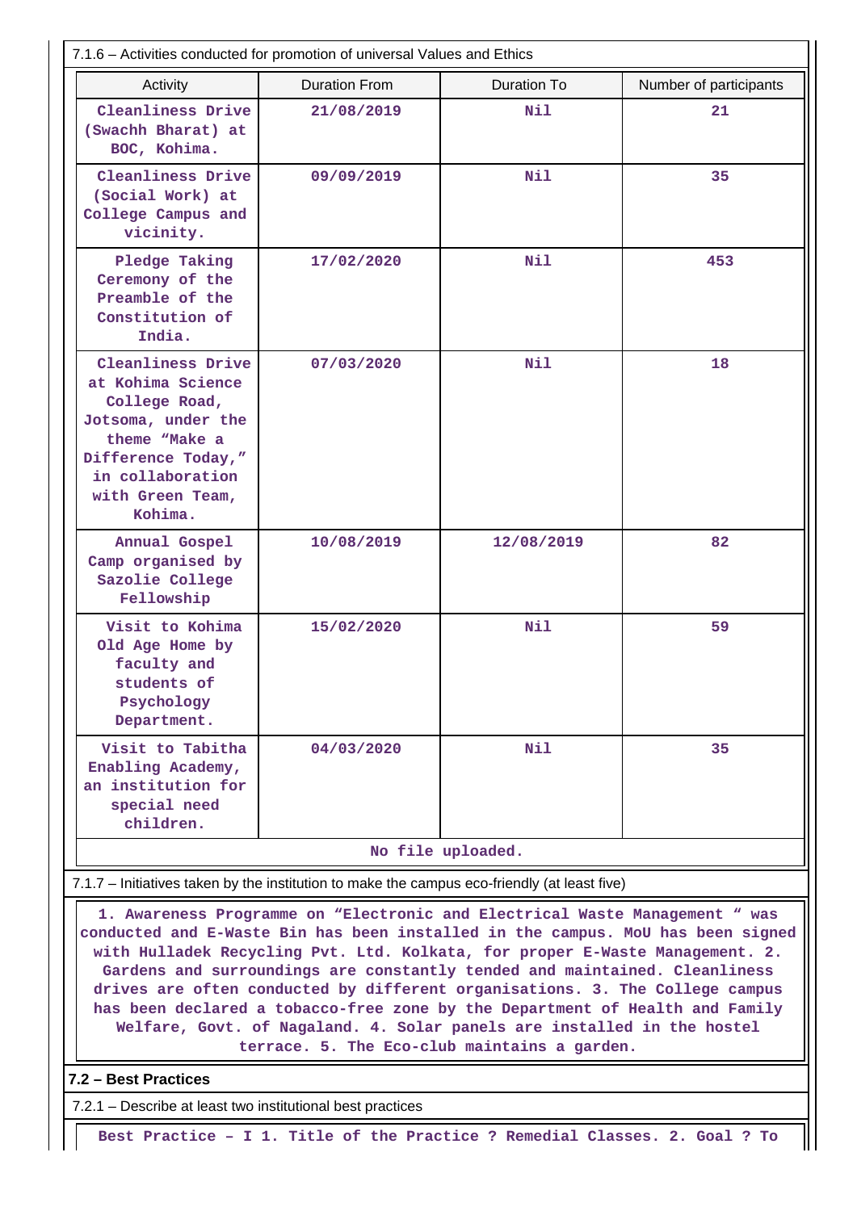7.1.6 – Activities conducted for promotion of universal Values and Ethics

| Activity | Duration From | Duration To | Number of participants |
|---|---|---|---|
| Cleanliness Drive (Swachh Bharat) at BOC, Kohima. | 21/08/2019 | Nil | 21 |
| Cleanliness Drive (Social Work) at College Campus and vicinity. | 09/09/2019 | Nil | 35 |
| Pledge Taking Ceremony of the Preamble of the Constitution of India. | 17/02/2020 | Nil | 453 |
| Cleanliness Drive at Kohima Science College Road, Jotsoma, under the theme "Make a Difference Today," in collaboration with Green Team, Kohima. | 07/03/2020 | Nil | 18 |
| Annual Gospel Camp organised by Sazolie College Fellowship | 10/08/2019 | 12/08/2019 | 82 |
| Visit to Kohima Old Age Home by faculty and students of Psychology Department. | 15/02/2020 | Nil | 59 |
| Visit to Tabitha Enabling Academy, an institution for special need children. | 04/03/2020 | Nil | 35 |

No file uploaded.

7.1.7 – Initiatives taken by the institution to make the campus eco-friendly (at least five)

1. Awareness Programme on "Electronic and Electrical Waste Management " was conducted and E-Waste Bin has been installed in the campus. MoU has been signed with Hulladek Recycling Pvt. Ltd. Kolkata, for proper E-Waste Management. 2. Gardens and surroundings are constantly tended and maintained. Cleanliness drives are often conducted by different organisations. 3. The College campus has been declared a tobacco-free zone by the Department of Health and Family Welfare, Govt. of Nagaland. 4. Solar panels are installed in the hostel terrace. 5. The Eco-club maintains a garden.

## 7.2 – Best Practices

7.2.1 – Describe at least two institutional best practices

Best Practice – I 1. Title of the Practice ? Remedial Classes. 2. Goal ? To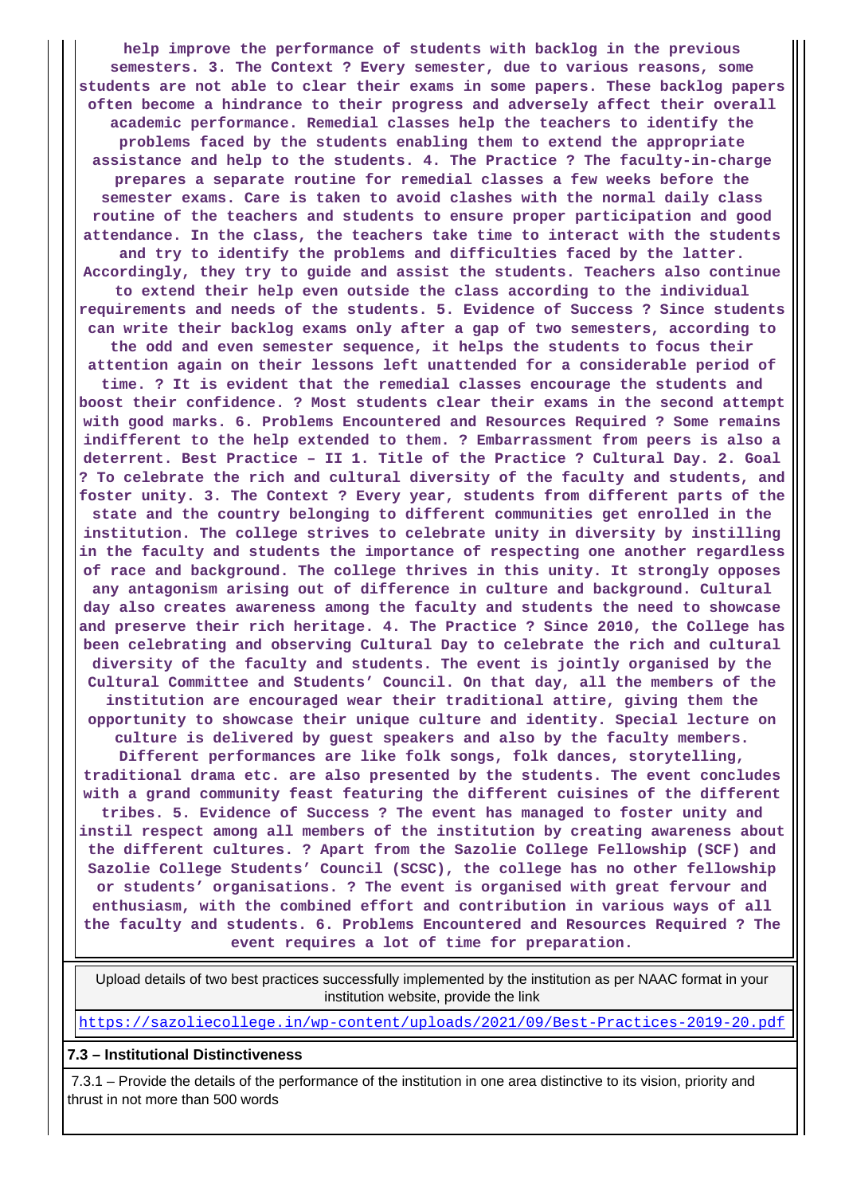help improve the performance of students with backlog in the previous semesters. 3. The Context ? Every semester, due to various reasons, some students are not able to clear their exams in some papers. These backlog papers often become a hindrance to their progress and adversely affect their overall academic performance. Remedial classes help the teachers to identify the problems faced by the students enabling them to extend the appropriate assistance and help to the students. 4. The Practice ? The faculty-in-charge prepares a separate routine for remedial classes a few weeks before the semester exams. Care is taken to avoid clashes with the normal daily class routine of the teachers and students to ensure proper participation and good attendance. In the class, the teachers take time to interact with the students and try to identify the problems and difficulties faced by the latter. Accordingly, they try to guide and assist the students. Teachers also continue to extend their help even outside the class according to the individual requirements and needs of the students. 5. Evidence of Success ? Since students can write their backlog exams only after a gap of two semesters, according to the odd and even semester sequence, it helps the students to focus their attention again on their lessons left unattended for a considerable period of time. ? It is evident that the remedial classes encourage the students and boost their confidence. ? Most students clear their exams in the second attempt with good marks. 6. Problems Encountered and Resources Required ? Some remains indifferent to the help extended to them. ? Embarrassment from peers is also a deterrent. Best Practice – II 1. Title of the Practice ? Cultural Day. 2. Goal ? To celebrate the rich and cultural diversity of the faculty and students, and foster unity. 3. The Context ? Every year, students from different parts of the state and the country belonging to different communities get enrolled in the institution. The college strives to celebrate unity in diversity by instilling in the faculty and students the importance of respecting one another regardless of race and background. The college thrives in this unity. It strongly opposes any antagonism arising out of difference in culture and background. Cultural day also creates awareness among the faculty and students the need to showcase and preserve their rich heritage. 4. The Practice ? Since 2010, the College has been celebrating and observing Cultural Day to celebrate the rich and cultural diversity of the faculty and students. The event is jointly organised by the Cultural Committee and Students' Council. On that day, all the members of the institution are encouraged wear their traditional attire, giving them the opportunity to showcase their unique culture and identity. Special lecture on culture is delivered by guest speakers and also by the faculty members. Different performances are like folk songs, folk dances, storytelling, traditional drama etc. are also presented by the students. The event concludes with a grand community feast featuring the different cuisines of the different tribes. 5. Evidence of Success ? The event has managed to foster unity and instil respect among all members of the institution by creating awareness about the different cultures. ? Apart from the Sazolie College Fellowship (SCF) and Sazolie College Students' Council (SCSC), the college has no other fellowship or students' organisations. ? The event is organised with great fervour and enthusiasm, with the combined effort and contribution in various ways of all the faculty and students. 6. Problems Encountered and Resources Required ? The event requires a lot of time for preparation.

| Upload details of two best practices successfully implemented by the institution as per NAAC format in your institution website, provide the link |
|---|
| https://sazoliecollege.in/wp-content/uploads/2021/09/Best-Practices-2019-20.pdf |

**7.3 – Institutional Distinctiveness**

7.3.1 – Provide the details of the performance of the institution in one area distinctive to its vision, priority and thrust in not more than 500 words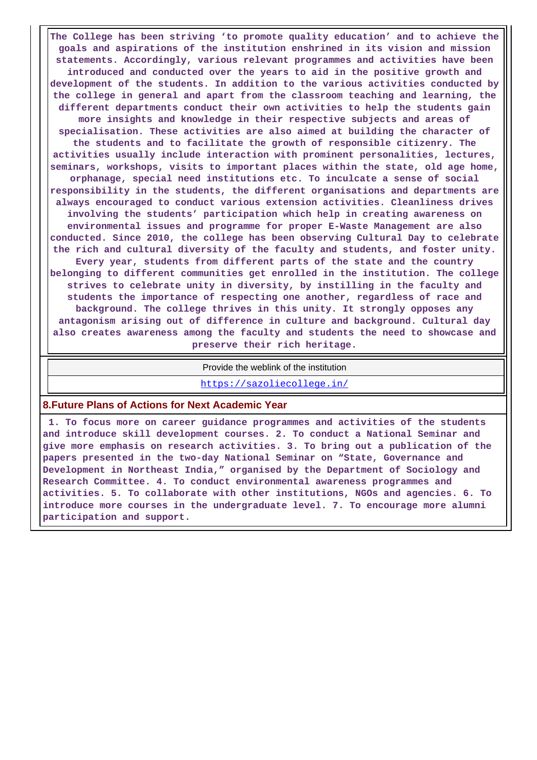**The College has been striving 'to promote quality education' and to achieve the goals and aspirations of the institution enshrined in its vision and mission statements. Accordingly, various relevant programmes and activities have been introduced and conducted over the years to aid in the positive growth and development of the students. In addition to the various activities conducted by the college in general and apart from the classroom teaching and learning, the different departments conduct their own activities to help the students gain more insights and knowledge in their respective subjects and areas of specialisation. These activities are also aimed at building the character of the students and to facilitate the growth of responsible citizenry. The activities usually include interaction with prominent personalities, lectures, seminars, workshops, visits to important places within the state, old age home, orphanage, special need institutions etc. To inculcate a sense of social responsibility in the students, the different organisations and departments are always encouraged to conduct various extension activities. Cleanliness drives involving the students' participation which help in creating awareness on environmental issues and programme for proper E-Waste Management are also conducted. Since 2010, the college has been observing Cultural Day to celebrate the rich and cultural diversity of the faculty and students, and foster unity. Every year, students from different parts of the state and the country belonging to different communities get enrolled in the institution. The college strives to celebrate unity in diversity, by instilling in the faculty and students the importance of respecting one another, regardless of race and background. The college thrives in this unity. It strongly opposes any antagonism arising out of difference in culture and background. Cultural day also creates awareness among the faculty and students the need to showcase and preserve their rich heritage.**

| Provide the weblink of the institution |
|---|
| https://sazoliecollege.in/ |

## 8.Future Plans of Actions for Next Academic Year

**1. To focus more on career guidance programmes and activities of the students and introduce skill development courses. 2. To conduct a National Seminar and give more emphasis on research activities. 3. To bring out a publication of the papers presented in the two-day National Seminar on "State, Governance and Development in Northeast India," organised by the Department of Sociology and Research Committee. 4. To conduct environmental awareness programmes and activities. 5. To collaborate with other institutions, NGOs and agencies. 6. To introduce more courses in the undergraduate level. 7. To encourage more alumni participation and support.**